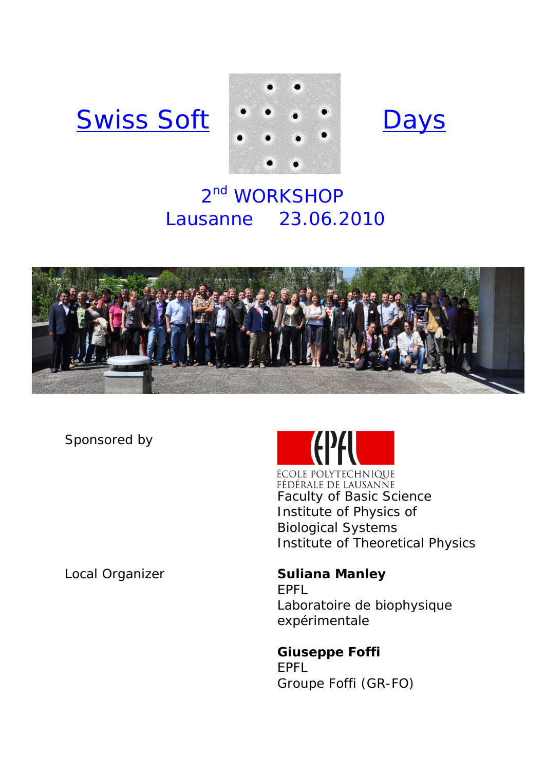# Swiss Soft Days

## 2nd WORKSHOP
## Lausanne 23.06.2010

Sponsored by

ÉCOLE POLYTECHNIQUE FÉDÉRALE DE LAUSANNE
Faculty of Basic Science
Institute of Physics of Biological Systems
Institute of Theoretical Physics

Local Organizer

**Suliana Manley**
EPFL
Laboratoire de biophysique expérimentale

**Giuseppe Foffi**
EPFL
Groupe Foffi (GR-FO)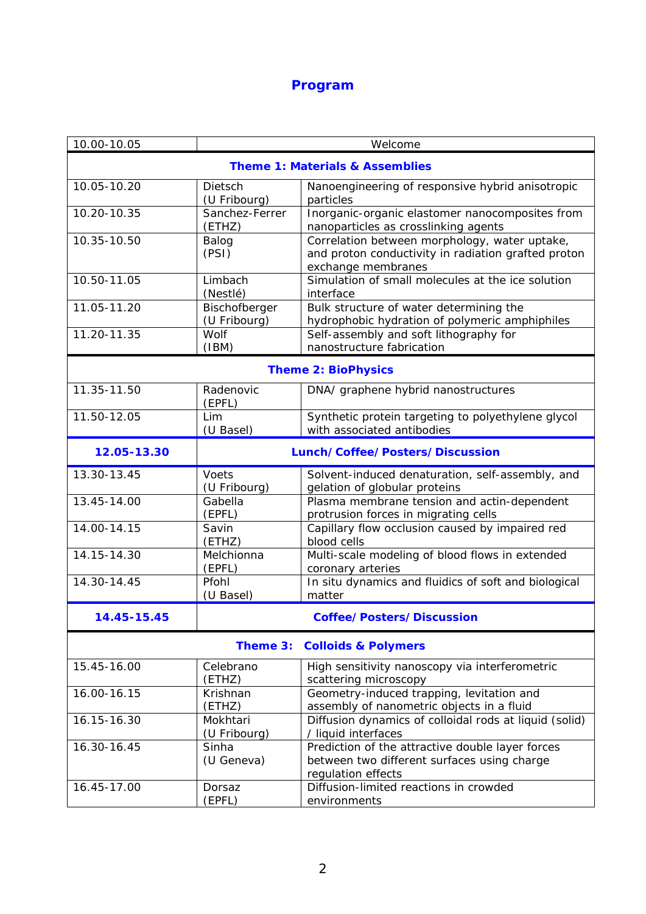# Program

| | | |
|---|---|---|
| 10.00-10.05 | Welcome | |
| **Theme 1: Materials & Assemblies** | | |
| 10.05-10.20 | Dietsch (U Fribourg) | Nanoengineering of responsive hybrid anisotropic particles |
| 10.20-10.35 | Sanchez-Ferrer (ETHZ) | Inorganic-organic elastomer nanocomposites from nanoparticles as crosslinking agents |
| 10.35-10.50 | Balog (PSI) | Correlation between morphology, water uptake, and proton conductivity in radiation grafted proton exchange membranes |
| 10.50-11.05 | Limbach (Nestlé) | Simulation of small molecules at the ice solution interface |
| 11.05-11.20 | Bischofberger (U Fribourg) | Bulk structure of water determining the hydrophobic hydration of polymeric amphiphiles |
| 11.20-11.35 | Wolf (IBM) | Self-assembly and soft lithography for nanostructure fabrication |
| **Theme 2: BioPhysics** | | |
| 11.35-11.50 | Radenovic (EPFL) | DNA/ graphene hybrid nanostructures |
| 11.50-12.05 | Lim (U Basel) | Synthetic protein targeting to polyethylene glycol with associated antibodies |
| **12.05-13.30** | **Lunch/Coffee/Posters/Discussion** | |
| 13.30-13.45 | Voets (U Fribourg) | Solvent-induced denaturation, self-assembly, and gelation of globular proteins |
| 13.45-14.00 | Gabella (EPFL) | Plasma membrane tension and actin-dependent protrusion forces in migrating cells |
| 14.00-14.15 | Savin (ETHZ) | Capillary flow occlusion caused by impaired red blood cells |
| 14.15-14.30 | Melchionna (EPFL) | Multi-scale modeling of blood flows in extended coronary arteries |
| 14.30-14.45 | Pfohl (U Basel) | In situ dynamics and fluidics of soft and biological matter |
| **14.45-15.45** | **Coffee/Posters/Discussion** | |
| **Theme 3: Colloids & Polymers** | | |
| 15.45-16.00 | Celebrano (ETHZ) | High sensitivity nanoscopy via interferometric scattering microscopy |
| 16.00-16.15 | Krishnan (ETHZ) | Geometry-induced trapping, levitation and assembly of nanometric objects in a fluid |
| 16.15-16.30 | Mokhtari (U Fribourg) | Diffusion dynamics of colloidal rods at liquid (solid) / liquid interfaces |
| 16.30-16.45 | Sinha (U Geneva) | Prediction of the attractive double layer forces between two different surfaces using charge regulation effects |
| 16.45-17.00 | Dorsaz (EPFL) | Diffusion-limited reactions in crowded environments |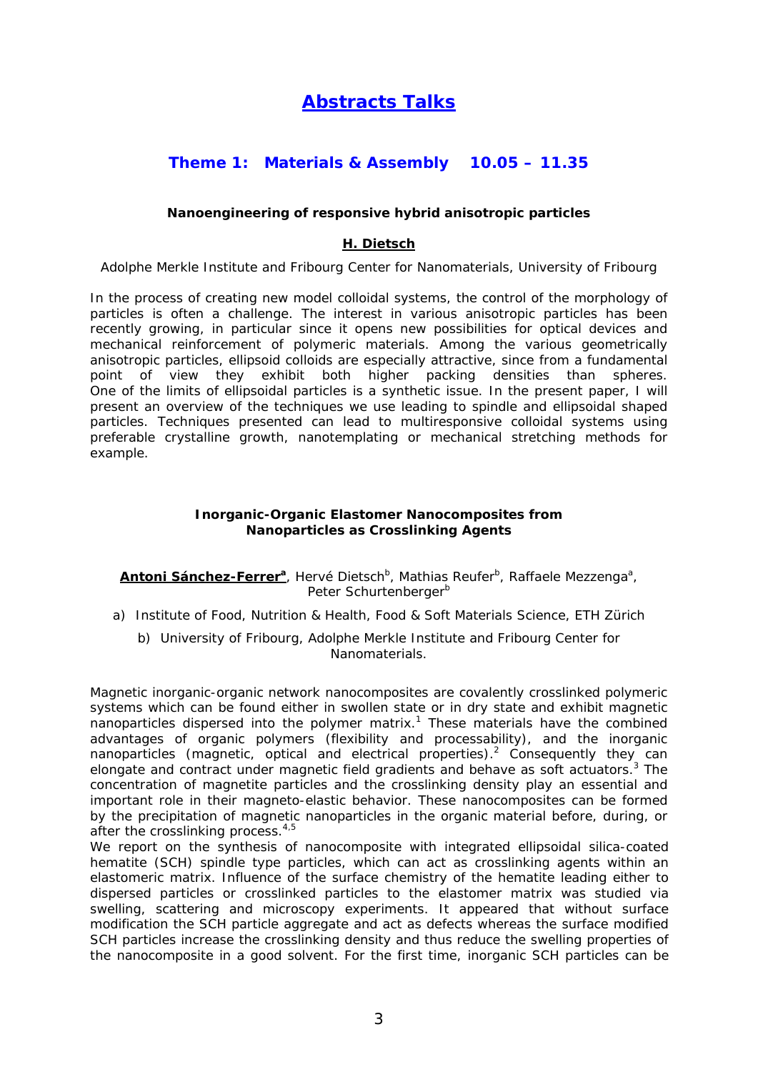# Abstracts Talks

## Theme 1: Materials & Assembly 10.05 – 11.35

### Nanoengineering of responsive hybrid anisotropic particles

**H. Dietsch**

Adolphe Merkle Institute and Fribourg Center for Nanomaterials, University of Fribourg

In the process of creating new model colloidal systems, the control of the morphology of particles is often a challenge. The interest in various anisotropic particles has been recently growing, in particular since it opens new possibilities for optical devices and mechanical reinforcement of polymeric materials. Among the various geometrically anisotropic particles, ellipsoid colloids are especially attractive, since from a fundamental point of view they exhibit both higher packing densities than spheres. One of the limits of ellipsoidal particles is a synthetic issue. In the present paper, I will present an overview of the techniques we use leading to spindle and ellipsoidal shaped particles. Techniques presented can lead to multiresponsive colloidal systems using preferable crystalline growth, nanotemplating or mechanical stretching methods for example.

### Inorganic-Organic Elastomer Nanocomposites from Nanoparticles as Crosslinking Agents

**Antoni Sánchez-Ferrer**[a], Hervé Dietsch[b], Mathias Reufer[b], Raffaele Mezzenga[a], Peter Schurtenberger[b]

a) Institute of Food, Nutrition & Health, Food & Soft Materials Science, ETH Zürich

b) University of Fribourg, Adolphe Merkle Institute and Fribourg Center for Nanomaterials.

Magnetic inorganic-organic network nanocomposites are covalently crosslinked polymeric systems which can be found either in swollen state or in dry state and exhibit magnetic nanoparticles dispersed into the polymer matrix.[1] These materials have the combined advantages of organic polymers (flexibility and processability), and the inorganic nanoparticles (magnetic, optical and electrical properties).[2] Consequently they can elongate and contract under magnetic field gradients and behave as soft actuators.[3] The concentration of magnetite particles and the crosslinking density play an essential and important role in their magneto-elastic behavior. These nanocomposites can be formed by the precipitation of magnetic nanoparticles in the organic material before, during, or after the crosslinking process.[4,5]

We report on the synthesis of nanocomposite with integrated ellipsoidal silica-coated hematite (SCH) spindle type particles, which can act as crosslinking agents within an elastomeric matrix. Influence of the surface chemistry of the hematite leading either to dispersed particles or crosslinked particles to the elastomer matrix was studied via swelling, scattering and microscopy experiments. It appeared that without surface modification the SCH particle aggregate and act as defects whereas the surface modified SCH particles increase the crosslinking density and thus reduce the swelling properties of the nanocomposite in a good solvent. For the first time, inorganic SCH particles can be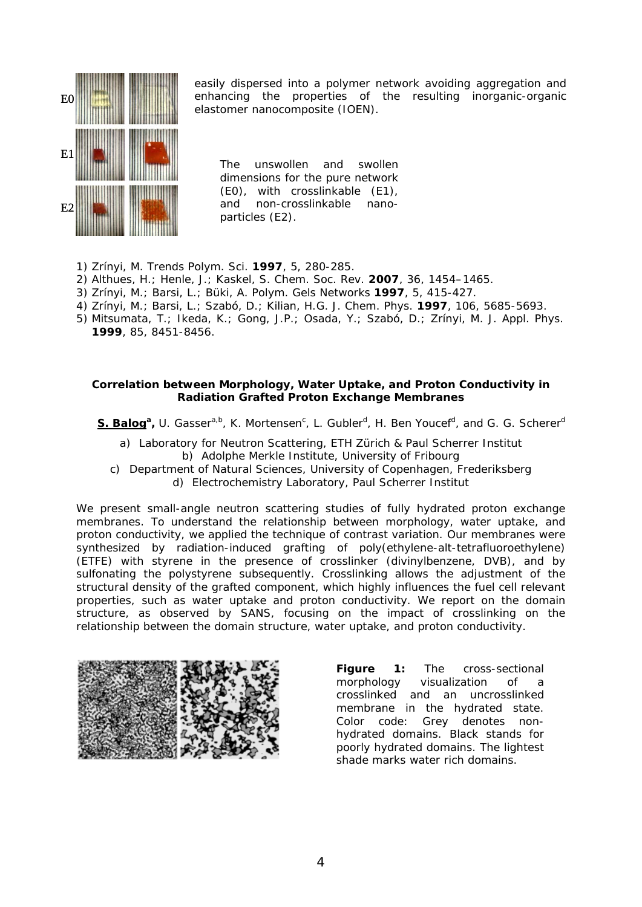E0

E1

E2

easily dispersed into a polymer network avoiding aggregation and enhancing the properties of the resulting inorganic-organic elastomer nanocomposite (IOEN).

The unswollen and swollen dimensions for the pure network (E0), with crosslinkable (E1), and non-crosslinkable nano-particles (E2).

1) Zrínyi, M. Trends Polym. Sci. **1997**, 5, 280-285.
2) Althues, H.; Henle, J.; Kaskel, S. Chem. Soc. Rev. **2007**, 36, 1454–1465.
3) Zrínyi, M.; Barsi, L.; Büki, A. Polym. Gels Networks **1997**, 5, 415-427.
4) Zrínyi, M.; Barsi, L.; Szabó, D.; Kilian, H.G. J. Chem. Phys. **1997**, 106, 5685-5693.
5) Mitsumata, T.; Ikeda, K.; Gong, J.P.; Osada, Y.; Szabó, D.; Zrínyi, M. J. Appl. Phys. **1999**, 85, 8451-8456.

### Correlation between Morphology, Water Uptake, and Proton Conductivity in Radiation Grafted Proton Exchange Membranes

**S. Balog**[a], U. Gasser[a,b], K. Mortensen[c], L. Gubler[d], H. Ben Youcef[d], and G. G. Scherer[d]

a) Laboratory for Neutron Scattering, ETH Zürich & Paul Scherrer Institut
b) Adolphe Merkle Institute, University of Fribourg
c) Department of Natural Sciences, University of Copenhagen, Frederiksberg
d) Electrochemistry Laboratory, Paul Scherrer Institut

We present small-angle neutron scattering studies of fully hydrated proton exchange membranes. To understand the relationship between morphology, water uptake, and proton conductivity, we applied the technique of contrast variation. Our membranes were synthesized by radiation-induced grafting of poly(ethylene-alt-tetrafluoroethylene) (ETFE) with styrene in the presence of crosslinker (divinylbenzene, DVB), and by sulfonating the polystyrene subsequently. Crosslinking allows the adjustment of the structural density of the grafted component, which highly influences the fuel cell relevant properties, such as water uptake and proton conductivity. We report on the domain structure, as observed by SANS, focusing on the impact of crosslinking on the relationship between the domain structure, water uptake, and proton conductivity.

**Figure 1:** The cross-sectional morphology visualization of a crosslinked and an uncrosslinked membrane in the hydrated state. Color code: Grey denotes non-hydrated domains. Black stands for poorly hydrated domains. The lightest shade marks water rich domains.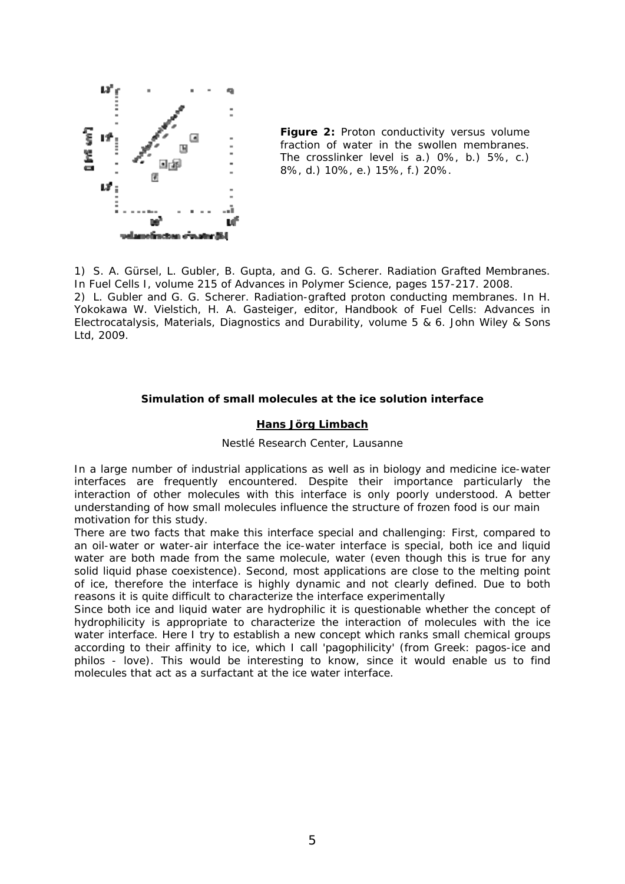**Figure 2:** Proton conductivity versus volume fraction of water in the swollen membranes. The crosslinker level is a.) 0%, b.) 5%, c.) 8%, d.) 10%, e.) 15%, f.) 20%.

1) S. A. Gürsel, L. Gubler, B. Gupta, and G. G. Scherer. Radiation Grafted Membranes. In Fuel Cells I, volume 215 of Advances in Polymer Science, pages 157-217. 2008.
2) L. Gubler and G. G. Scherer. Radiation-grafted proton conducting membranes. In H. Yokokawa W. Vielstich, H. A. Gasteiger, editor, Handbook of Fuel Cells: Advances in Electrocatalysis, Materials, Diagnostics and Durability, volume 5 & 6. John Wiley & Sons Ltd, 2009.

### Simulation of small molecules at the ice solution interface

**<u>Hans Jörg Limbach</u>**

Nestlé Research Center, Lausanne

In a large number of industrial applications as well as in biology and medicine ice-water interfaces are frequently encountered. Despite their importance particularly the interaction of other molecules with this interface is only poorly understood. A better understanding of how small molecules influence the structure of frozen food is our main motivation for this study.

There are two facts that make this interface special and challenging: First, compared to an oil-water or water-air interface the ice-water interface is special, both ice and liquid water are both made from the same molecule, water (even though this is true for any solid liquid phase coexistence). Second, most applications are close to the melting point of ice, therefore the interface is highly dynamic and not clearly defined. Due to both reasons it is quite difficult to characterize the interface experimentally

Since both ice and liquid water are hydrophilic it is questionable whether the concept of hydrophilicity is appropriate to characterize the interaction of molecules with the ice water interface. Here I try to establish a new concept which ranks small chemical groups according to their affinity to ice, which I call 'pagophilicity' (from Greek: pagos-ice and philos - love). This would be interesting to know, since it would enable us to find molecules that act as a surfactant at the ice water interface.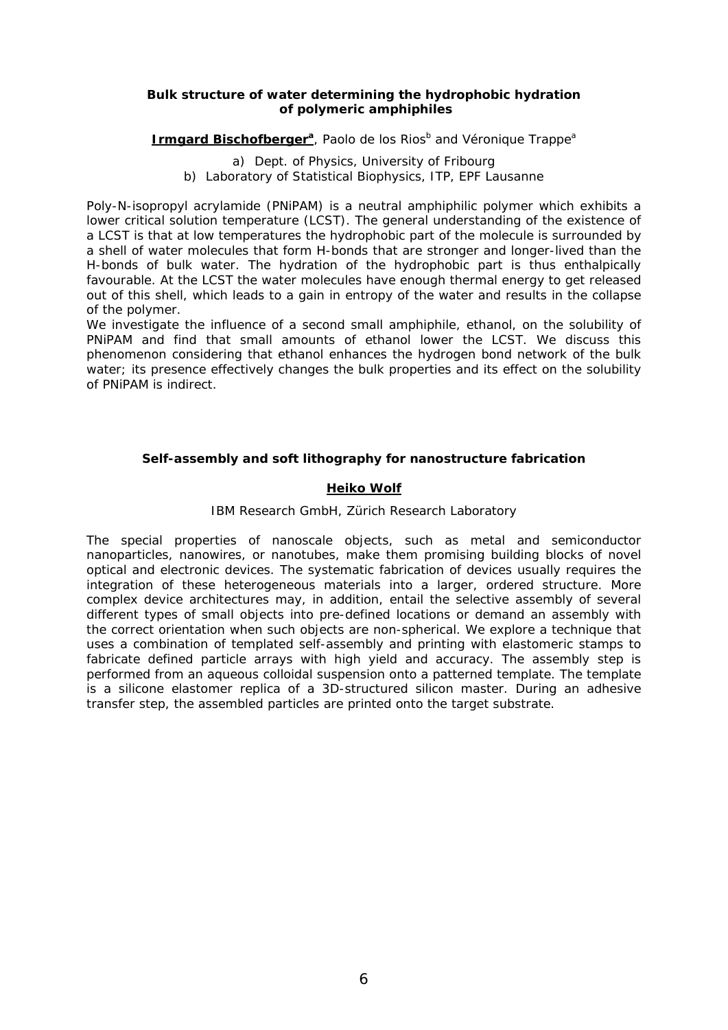### Bulk structure of water determining the hydrophobic hydration of polymeric amphiphiles

**Irmgard Bischofberger**[a], Paolo de los Rios[b] and Véronique Trappe[a]

a) Dept. of Physics, University of Fribourg
b) Laboratory of Statistical Biophysics, ITP, EPF Lausanne

Poly-N-isopropyl acrylamide (PNiPAM) is a neutral amphiphilic polymer which exhibits a lower critical solution temperature (LCST). The general understanding of the existence of a LCST is that at low temperatures the hydrophobic part of the molecule is surrounded by a shell of water molecules that form H-bonds that are stronger and longer-lived than the H-bonds of bulk water. The hydration of the hydrophobic part is thus enthalpically favourable. At the LCST the water molecules have enough thermal energy to get released out of this shell, which leads to a gain in entropy of the water and results in the collapse of the polymer.
We investigate the influence of a second small amphiphile, ethanol, on the solubility of PNiPAM and find that small amounts of ethanol lower the LCST. We discuss this phenomenon considering that ethanol enhances the hydrogen bond network of the bulk water; its presence effectively changes the bulk properties and its effect on the solubility of PNiPAM is indirect.

### Self-assembly and soft lithography for nanostructure fabrication

**Heiko Wolf**

IBM Research GmbH, Zürich Research Laboratory

The special properties of nanoscale objects, such as metal and semiconductor nanoparticles, nanowires, or nanotubes, make them promising building blocks of novel optical and electronic devices. The systematic fabrication of devices usually requires the integration of these heterogeneous materials into a larger, ordered structure. More complex device architectures may, in addition, entail the selective assembly of several different types of small objects into pre-defined locations or demand an assembly with the correct orientation when such objects are non-spherical. We explore a technique that uses a combination of templated self-assembly and printing with elastomeric stamps to fabricate defined particle arrays with high yield and accuracy. The assembly step is performed from an aqueous colloidal suspension onto a patterned template. The template is a silicone elastomer replica of a 3D-structured silicon master. During an adhesive transfer step, the assembled particles are printed onto the target substrate.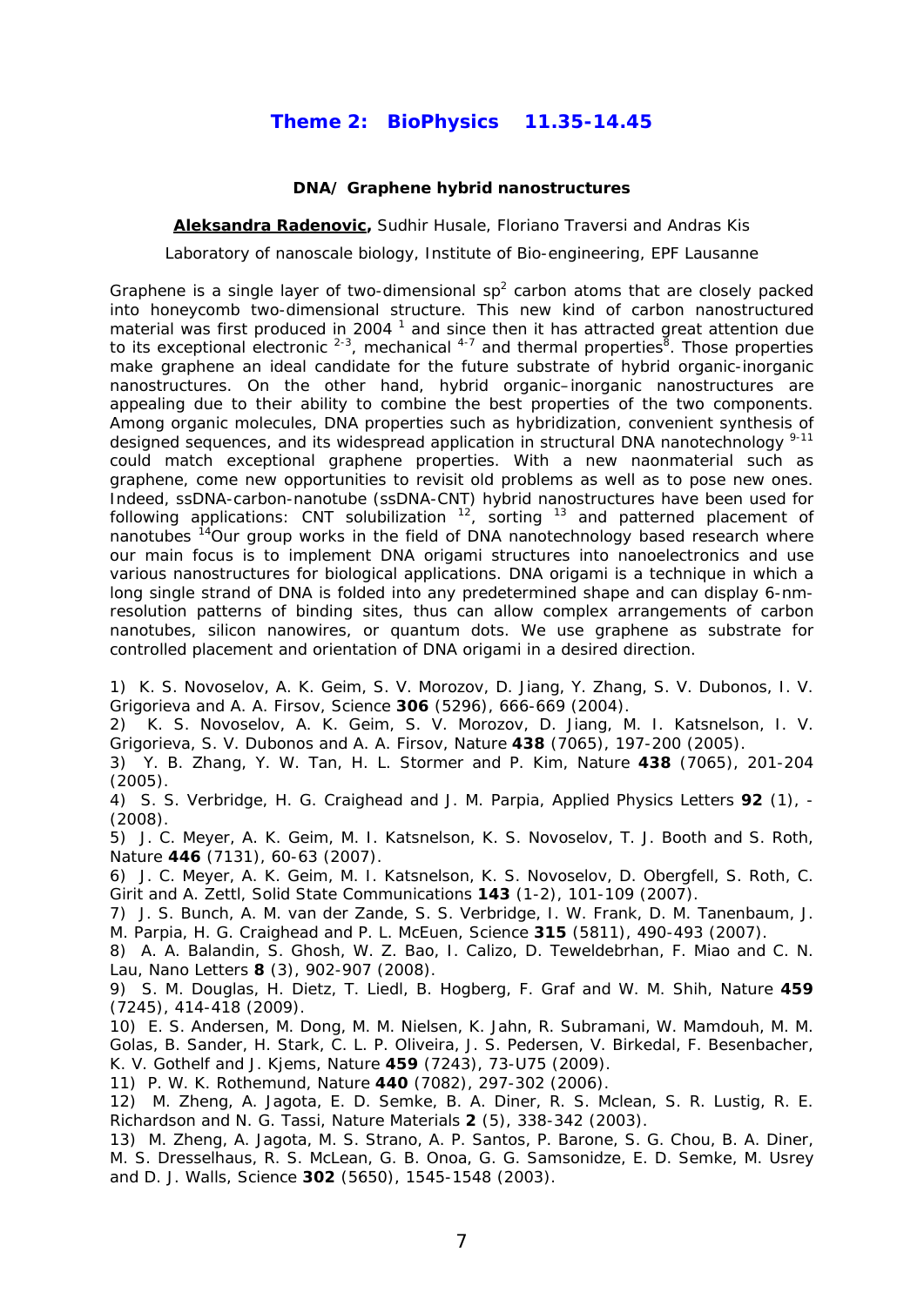## Theme 2: BioPhysics 11.35-14.45

### DNA/ Graphene hybrid nanostructures

**Aleksandra Radenovic,** Sudhir Husale, Floriano Traversi and Andras Kis

Laboratory of nanoscale biology, Institute of Bio-engineering, EPF Lausanne

Graphene is a single layer of two-dimensional $sp^2$ carbon atoms that are closely packed into honeycomb two-dimensional structure. This new kind of carbon nanostructured material was first produced in 2004 [1] and since then it has attracted great attention due to its exceptional electronic [2-3], mechanical [4-7] and thermal properties[8]. Those properties make graphene an ideal candidate for the future substrate of hybrid organic-inorganic nanostructures. On the other hand, hybrid organic–inorganic nanostructures are appealing due to their ability to combine the best properties of the two components. Among organic molecules, DNA properties such as hybridization, convenient synthesis of designed sequences, and its widespread application in structural DNA nanotechnology [9-11] could match exceptional graphene properties. With a new naonmaterial such as graphene, come new opportunities to revisit old problems as well as to pose new ones. Indeed, ssDNA-carbon-nanotube (ssDNA-CNT) hybrid nanostructures have been used for following applications: CNT solubilization [12], sorting [13] and patterned placement of nanotubes [14]Our group works in the field of DNA nanotechnology based research where our main focus is to implement DNA origami structures into nanoelectronics and use various nanostructures for biological applications. DNA origami is a technique in which a long single strand of DNA is folded into any predetermined shape and can display 6-nm-resolution patterns of binding sites, thus can allow complex arrangements of carbon nanotubes, silicon nanowires, or quantum dots. We use graphene as substrate for controlled placement and orientation of DNA origami in a desired direction.

1) K. S. Novoselov, A. K. Geim, S. V. Morozov, D. Jiang, Y. Zhang, S. V. Dubonos, I. V. Grigorieva and A. A. Firsov, Science **306** (5296), 666-669 (2004).
2) K. S. Novoselov, A. K. Geim, S. V. Morozov, D. Jiang, M. I. Katsnelson, I. V. Grigorieva, S. V. Dubonos and A. A. Firsov, Nature **438** (7065), 197-200 (2005).
3) Y. B. Zhang, Y. W. Tan, H. L. Stormer and P. Kim, Nature **438** (7065), 201-204 (2005).
4) S. S. Verbridge, H. G. Craighead and J. M. Parpia, Applied Physics Letters **92** (1), - (2008).
5) J. C. Meyer, A. K. Geim, M. I. Katsnelson, K. S. Novoselov, T. J. Booth and S. Roth, Nature **446** (7131), 60-63 (2007).
6) J. C. Meyer, A. K. Geim, M. I. Katsnelson, K. S. Novoselov, D. Obergfell, S. Roth, C. Girit and A. Zettl, Solid State Communications **143** (1-2), 101-109 (2007).
7) J. S. Bunch, A. M. van der Zande, S. S. Verbridge, I. W. Frank, D. M. Tanenbaum, J. M. Parpia, H. G. Craighead and P. L. McEuen, Science **315** (5811), 490-493 (2007).
8) A. A. Balandin, S. Ghosh, W. Z. Bao, I. Calizo, D. Teweldebrhan, F. Miao and C. N. Lau, Nano Letters **8** (3), 902-907 (2008).
9) S. M. Douglas, H. Dietz, T. Liedl, B. Hogberg, F. Graf and W. M. Shih, Nature **459** (7245), 414-418 (2009).
10) E. S. Andersen, M. Dong, M. M. Nielsen, K. Jahn, R. Subramani, W. Mamdouh, M. M. Golas, B. Sander, H. Stark, C. L. P. Oliveira, J. S. Pedersen, V. Birkedal, F. Besenbacher, K. V. Gothelf and J. Kjems, Nature **459** (7243), 73-U75 (2009).
11) P. W. K. Rothemund, Nature **440** (7082), 297-302 (2006).
12) M. Zheng, A. Jagota, E. D. Semke, B. A. Diner, R. S. Mclean, S. R. Lustig, R. E. Richardson and N. G. Tassi, Nature Materials **2** (5), 338-342 (2003).
13) M. Zheng, A. Jagota, M. S. Strano, A. P. Santos, P. Barone, S. G. Chou, B. A. Diner, M. S. Dresselhaus, R. S. McLean, G. B. Onoa, G. G. Samsonidze, E. D. Semke, M. Usrey and D. J. Walls, Science **302** (5650), 1545-1548 (2003).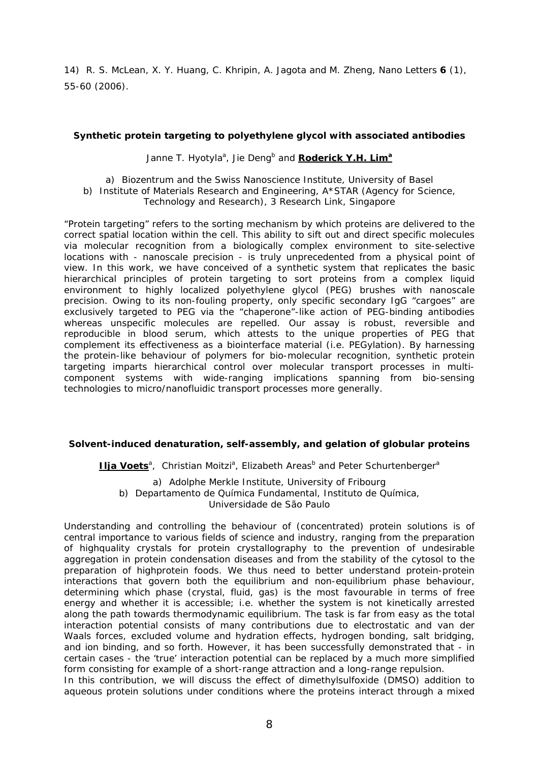14) R. S. McLean, X. Y. Huang, C. Khripin, A. Jagota and M. Zheng, Nano Letters **6** (1), 55-60 (2006).

### Synthetic protein targeting to polyethylene glycol with associated antibodies

Janne T. Hyotyla[a], Jie Deng[b] and **Roderick Y.H. Lim[a]**

a) Biozentrum and the Swiss Nanoscience Institute, University of Basel
b) Institute of Materials Research and Engineering, A*STAR (Agency for Science, Technology and Research), 3 Research Link, Singapore

"Protein targeting" refers to the sorting mechanism by which proteins are delivered to the correct spatial location within the cell. This ability to sift out and direct specific molecules via molecular recognition from a biologically complex environment to site-selective locations with - nanoscale precision - is truly unprecedented from a physical point of view. In this work, we have conceived of a synthetic system that replicates the basic hierarchical principles of protein targeting to sort proteins from a complex liquid environment to highly localized polyethylene glycol (PEG) brushes with nanoscale precision. Owing to its non-fouling property, only specific secondary IgG "cargoes" are exclusively targeted to PEG via the "chaperone"-like action of PEG-binding antibodies whereas unspecific molecules are repelled. Our assay is robust, reversible and reproducible in blood serum, which attests to the unique properties of PEG that complement its effectiveness as a biointerface material (i.e. PEGylation). By harnessing the protein-like behaviour of polymers for bio-molecular recognition, synthetic protein targeting imparts hierarchical control over molecular transport processes in multi-component systems with wide-ranging implications spanning from bio-sensing technologies to micro/nanofluidic transport processes more generally.

### Solvent-induced denaturation, self-assembly, and gelation of globular proteins

**Ilja Voets**[a], Christian Moitzi[a], Elizabeth Areas[b] and Peter Schurtenberger[a]

a) Adolphe Merkle Institute, University of Fribourg
b) Departamento de Química Fundamental, Instituto de Química, Universidade de São Paulo

Understanding and controlling the behaviour of (concentrated) protein solutions is of central importance to various fields of science and industry, ranging from the preparation of highquality crystals for protein crystallography to the prevention of undesirable aggregation in protein condensation diseases and from the stability of the cytosol to the preparation of highprotein foods. We thus need to better understand protein-protein interactions that govern both the equilibrium and non-equilibrium phase behaviour, determining which phase (crystal, fluid, gas) is the most favourable in terms of free energy and whether it is accessible; i.e. whether the system is not kinetically arrested along the path towards thermodynamic equilibrium. The task is far from easy as the total interaction potential consists of many contributions due to electrostatic and van der Waals forces, excluded volume and hydration effects, hydrogen bonding, salt bridging, and ion binding, and so forth. However, it has been successfully demonstrated that - in certain cases - the 'true' interaction potential can be replaced by a much more simplified form consisting for example of a short-range attraction and a long-range repulsion.

In this contribution, we will discuss the effect of dimethylsulfoxide (DMSO) addition to aqueous protein solutions under conditions where the proteins interact through a mixed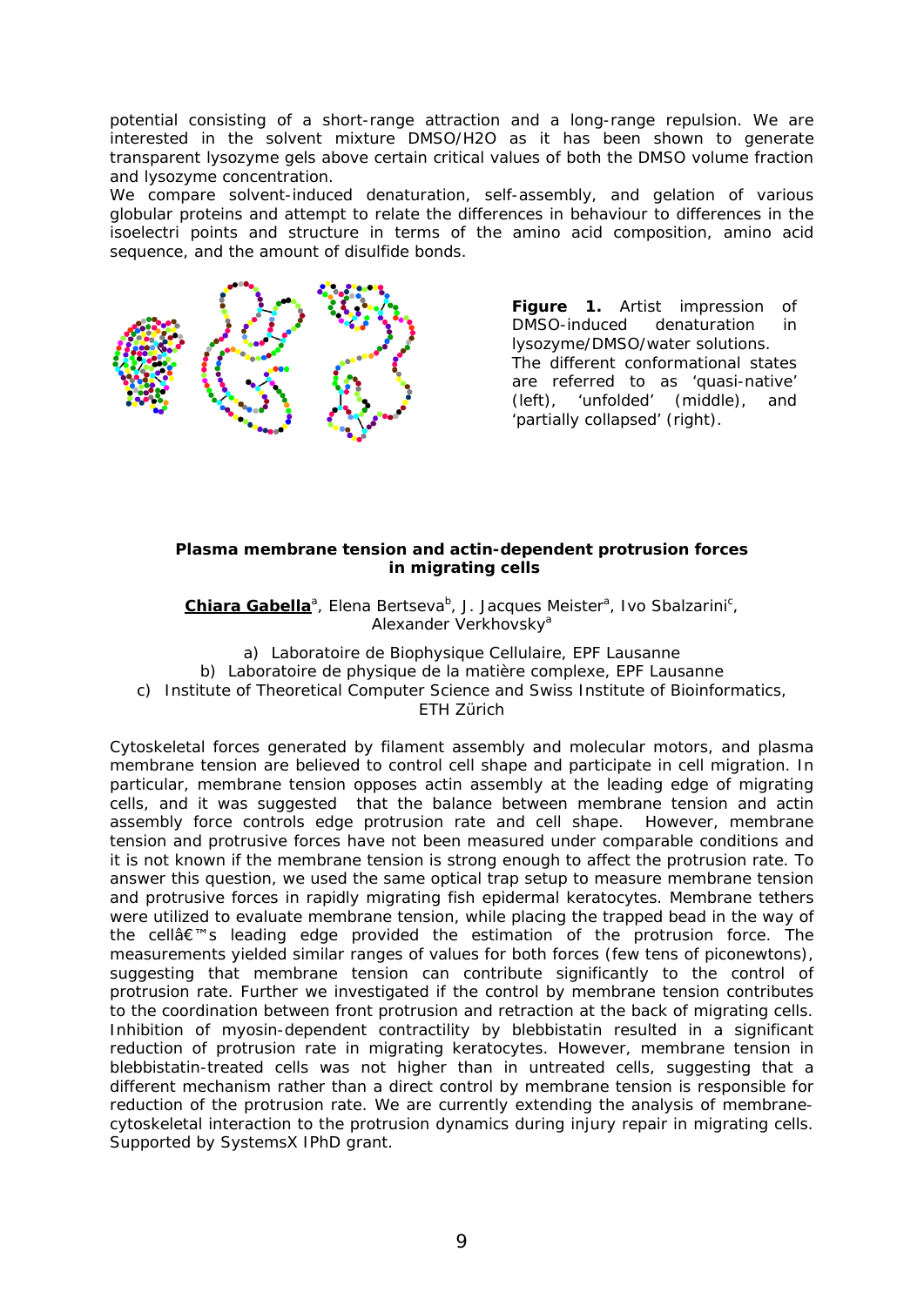potential consisting of a short-range attraction and a long-range repulsion. We are interested in the solvent mixture DMSO/H2O as it has been shown to generate transparent lysozyme gels above certain critical values of both the DMSO volume fraction and lysozyme concentration.
We compare solvent-induced denaturation, self-assembly, and gelation of various globular proteins and attempt to relate the differences in behaviour to differences in the isoelectri points and structure in terms of the amino acid composition, amino acid sequence, and the amount of disulfide bonds.

**Figure 1.** Artist impression of DMSO-induced denaturation in lysozyme/DMSO/water solutions. The different conformational states are referred to as 'quasi-native' (left), 'unfolded' (middle), and 'partially collapsed' (right).

### Plasma membrane tension and actin-dependent protrusion forces in migrating cells

**Chiara Gabella**[a], Elena Bertseva[b], J. Jacques Meister[a], Ivo Sbalzarini[c], Alexander Verkhovsky[a]

a) Laboratoire de Biophysique Cellulaire, EPF Lausanne
b) Laboratoire de physique de la matière complexe, EPF Lausanne
c) Institute of Theoretical Computer Science and Swiss Institute of Bioinformatics, ETH Zürich

Cytoskeletal forces generated by filament assembly and molecular motors, and plasma membrane tension are believed to control cell shape and participate in cell migration. In particular, membrane tension opposes actin assembly at the leading edge of migrating cells, and it was suggested that the balance between membrane tension and actin assembly force controls edge protrusion rate and cell shape. However, membrane tension and protrusive forces have not been measured under comparable conditions and it is not known if the membrane tension is strong enough to affect the protrusion rate. To answer this question, we used the same optical trap setup to measure membrane tension and protrusive forces in rapidly migrating fish epidermal keratocytes. Membrane tethers were utilized to evaluate membrane tension, while placing the trapped bead in the way of the cellâ€™s leading edge provided the estimation of the protrusion force. The measurements yielded similar ranges of values for both forces (few tens of piconewtons), suggesting that membrane tension can contribute significantly to the control of protrusion rate. Further we investigated if the control by membrane tension contributes to the coordination between front protrusion and retraction at the back of migrating cells. Inhibition of myosin-dependent contractility by blebbistatin resulted in a significant reduction of protrusion rate in migrating keratocytes. However, membrane tension in blebbistatin-treated cells was not higher than in untreated cells, suggesting that a different mechanism rather than a direct control by membrane tension is responsible for reduction of the protrusion rate. We are currently extending the analysis of membrane-cytoskeletal interaction to the protrusion dynamics during injury repair in migrating cells. Supported by SystemsX IPhD grant.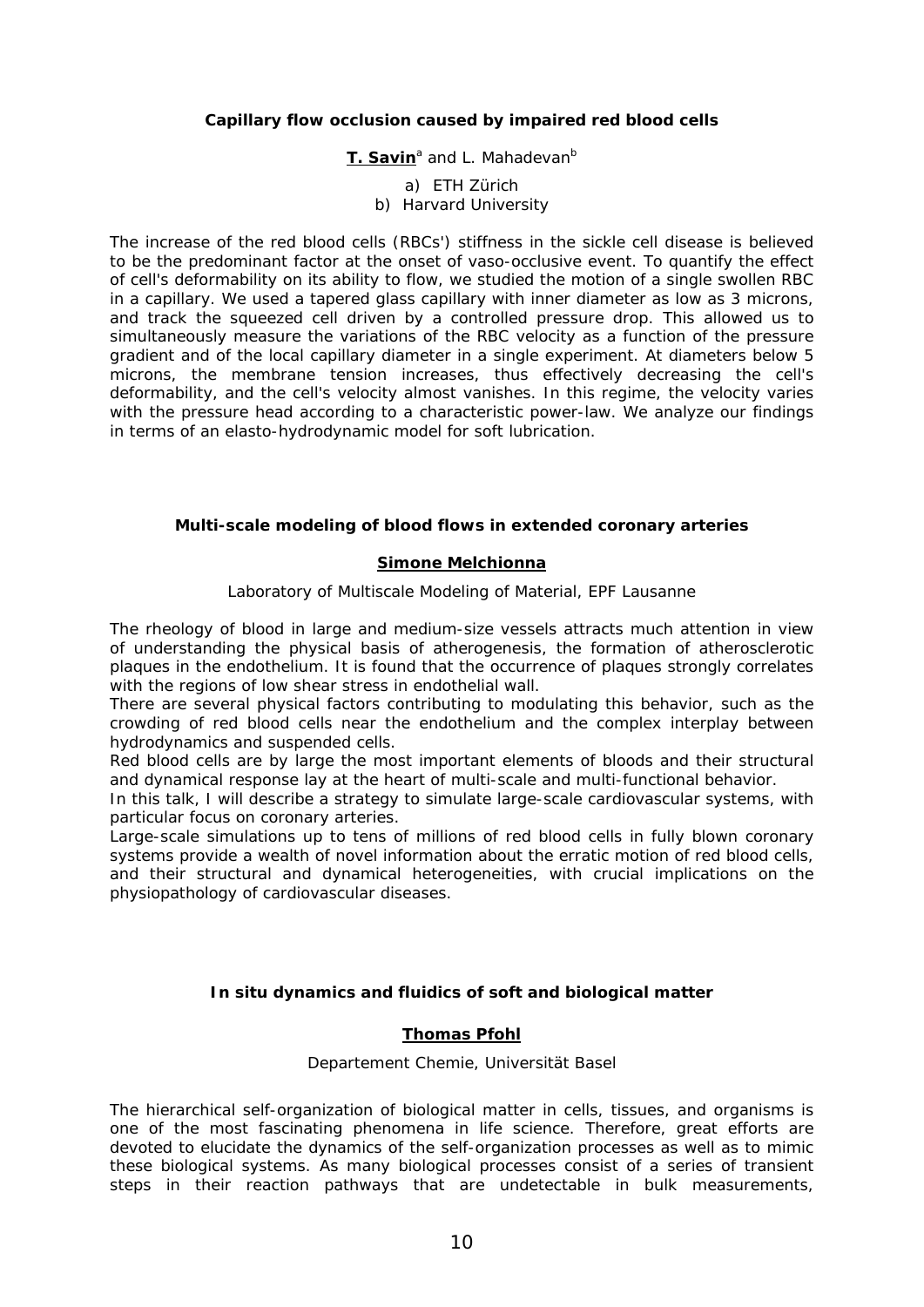### Capillary flow occlusion caused by impaired red blood cells

**T. Savin**[a] and L. Mahadevan[b]

a) ETH Zürich
b) Harvard University

The increase of the red blood cells (RBCs') stiffness in the sickle cell disease is believed to be the predominant factor at the onset of vaso-occlusive event. To quantify the effect of cell's deformability on its ability to flow, we studied the motion of a single swollen RBC in a capillary. We used a tapered glass capillary with inner diameter as low as 3 microns, and track the squeezed cell driven by a controlled pressure drop. This allowed us to simultaneously measure the variations of the RBC velocity as a function of the pressure gradient and of the local capillary diameter in a single experiment. At diameters below 5 microns, the membrane tension increases, thus effectively decreasing the cell's deformability, and the cell's velocity almost vanishes. In this regime, the velocity varies with the pressure head according to a characteristic power-law. We analyze our findings in terms of an elasto-hydrodynamic model for soft lubrication.

### Multi-scale modeling of blood flows in extended coronary arteries

**Simone Melchionna**

Laboratory of Multiscale Modeling of Material, EPF Lausanne

The rheology of blood in large and medium-size vessels attracts much attention in view of understanding the physical basis of atherogenesis, the formation of atherosclerotic plaques in the endothelium. It is found that the occurrence of plaques strongly correlates with the regions of low shear stress in endothelial wall.

There are several physical factors contributing to modulating this behavior, such as the crowding of red blood cells near the endothelium and the complex interplay between hydrodynamics and suspended cells.

Red blood cells are by large the most important elements of bloods and their structural and dynamical response lay at the heart of multi-scale and multi-functional behavior.

In this talk, I will describe a strategy to simulate large-scale cardiovascular systems, with particular focus on coronary arteries.

Large-scale simulations up to tens of millions of red blood cells in fully blown coronary systems provide a wealth of novel information about the erratic motion of red blood cells, and their structural and dynamical heterogeneities, with crucial implications on the physiopathology of cardiovascular diseases.

### In situ dynamics and fluidics of soft and biological matter

**Thomas Pfohl**

Departement Chemie, Universität Basel

The hierarchical self-organization of biological matter in cells, tissues, and organisms is one of the most fascinating phenomena in life science. Therefore, great efforts are devoted to elucidate the dynamics of the self-organization processes as well as to mimic these biological systems. As many biological processes consist of a series of transient steps in their reaction pathways that are undetectable in bulk measurements,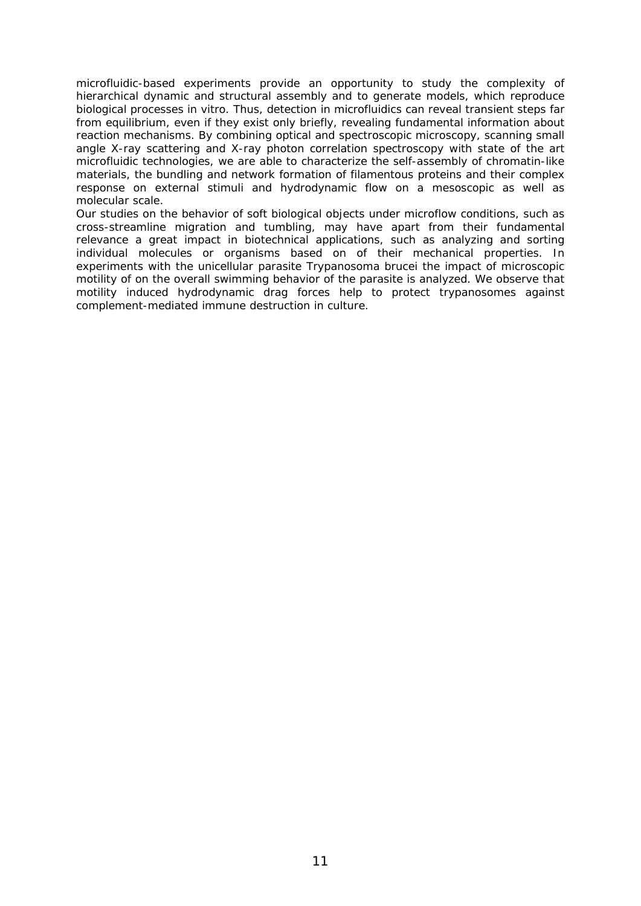microfluidic-based experiments provide an opportunity to study the complexity of hierarchical dynamic and structural assembly and to generate models, which reproduce biological processes in vitro. Thus, detection in microfluidics can reveal transient steps far from equilibrium, even if they exist only briefly, revealing fundamental information about reaction mechanisms. By combining optical and spectroscopic microscopy, scanning small angle X-ray scattering and X-ray photon correlation spectroscopy with state of the art microfluidic technologies, we are able to characterize the self-assembly of chromatin-like materials, the bundling and network formation of filamentous proteins and their complex response on external stimuli and hydrodynamic flow on a mesoscopic as well as molecular scale.

Our studies on the behavior of soft biological objects under microflow conditions, such as cross-streamline migration and tumbling, may have apart from their fundamental relevance a great impact in biotechnical applications, such as analyzing and sorting individual molecules or organisms based on of their mechanical properties. In experiments with the unicellular parasite *Trypanosoma brucei* the impact of microscopic motility of on the overall swimming behavior of the parasite is analyzed. We observe that motility induced hydrodynamic drag forces help to protect trypanosomes against complement-mediated immune destruction in culture.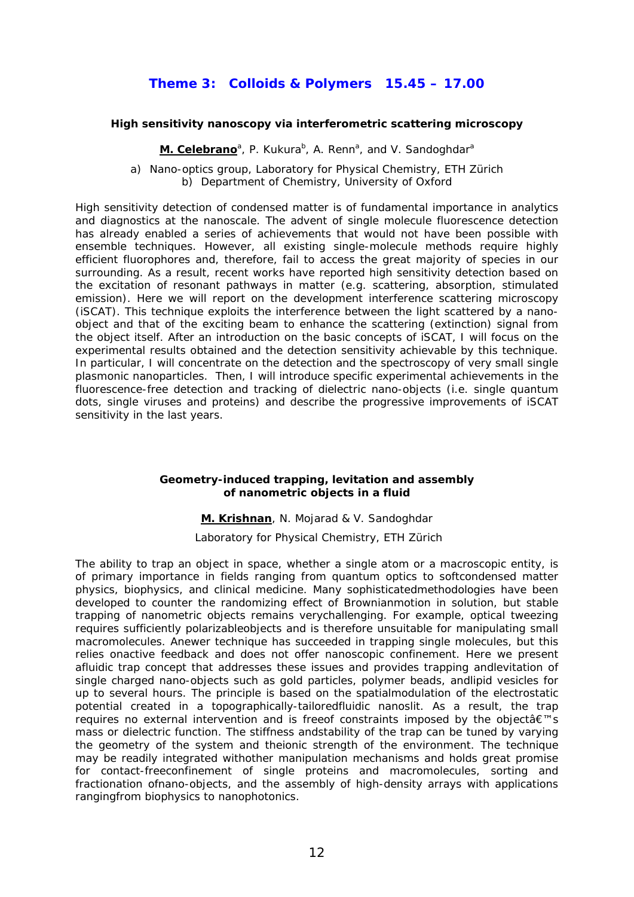## Theme 3: Colloids & Polymers 15.45 – 17.00

### High sensitivity nanoscopy via interferometric scattering microscopy

**M. Celebrano**[a], P. Kukura[b], A. Renn[a], and V. Sandoghdar[a]

a) Nano-optics group, Laboratory for Physical Chemistry, ETH Zürich
b) Department of Chemistry, University of Oxford

High sensitivity detection of condensed matter is of fundamental importance in analytics and diagnostics at the nanoscale. The advent of single molecule fluorescence detection has already enabled a series of achievements that would not have been possible with ensemble techniques. However, all existing single-molecule methods require highly efficient fluorophores and, therefore, fail to access the great majority of species in our surrounding. As a result, recent works have reported high sensitivity detection based on the excitation of resonant pathways in matter (e.g. scattering, absorption, stimulated emission). Here we will report on the development interference scattering microscopy (iSCAT). This technique exploits the interference between the light scattered by a nano-object and that of the exciting beam to enhance the scattering (extinction) signal from the object itself. After an introduction on the basic concepts of iSCAT, I will focus on the experimental results obtained and the detection sensitivity achievable by this technique. In particular, I will concentrate on the detection and the spectroscopy of very small single plasmonic nanoparticles. Then, I will introduce specific experimental achievements in the fluorescence-free detection and tracking of dielectric nano-objects (i.e. single quantum dots, single viruses and proteins) and describe the progressive improvements of iSCAT sensitivity in the last years.

### Geometry-induced trapping, levitation and assembly of nanometric objects in a fluid

**M. Krishnan**, N. Mojarad & V. Sandoghdar

Laboratory for Physical Chemistry, ETH Zürich

The ability to trap an object in space, whether a single atom or a macroscopic entity, is of primary importance in fields ranging from quantum optics to softcondensed matter physics, biophysics, and clinical medicine. Many sophisticatedmethodologies have been developed to counter the randomizing effect of Brownianmotion in solution, but stable trapping of nanometric objects remains verychallenging. For example, optical tweezing requires sufficiently polarizableobjects and is therefore unsuitable for manipulating small macromolecules. Anewer technique has succeeded in trapping single molecules, but this relies onactive feedback and does not offer nanoscopic confinement. Here we present afluidic trap concept that addresses these issues and provides trapping andlevitation of single charged nano-objects such as gold particles, polymer beads, andlipid vesicles for up to several hours. The principle is based on the spatialmodulation of the electrostatic potential created in a topographically-tailoredfluidic nanoslit. As a result, the trap requires no external intervention and is freeof constraints imposed by the objectâ€™s mass or dielectric function. The stiffness andstability of the trap can be tuned by varying the geometry of the system and theionic strength of the environment. The technique may be readily integrated withother manipulation mechanisms and holds great promise for contact-freeconfinement of single proteins and macromolecules, sorting and fractionation ofnano-objects, and the assembly of high-density arrays with applications rangingfrom biophysics to nanophotonics.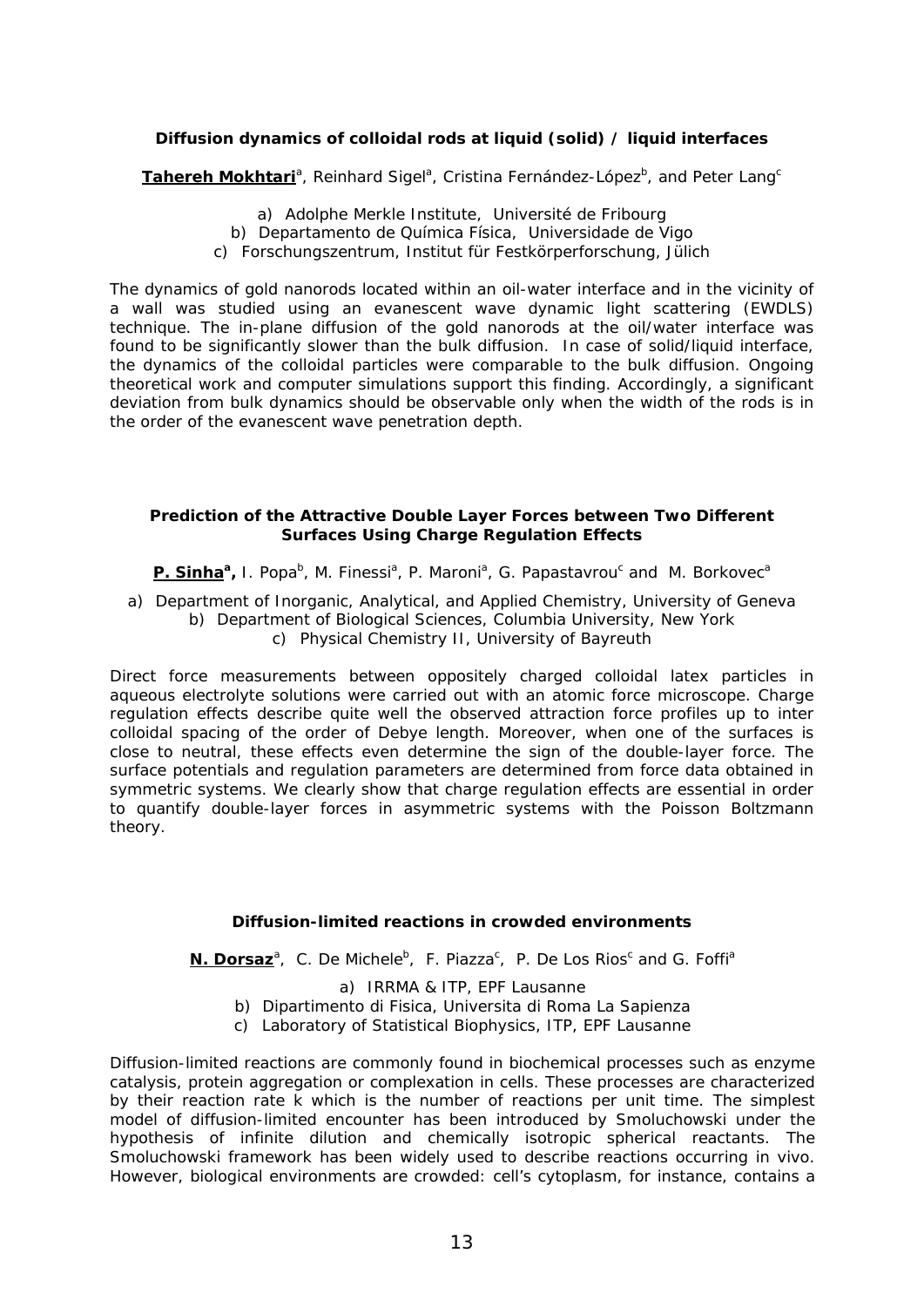### Diffusion dynamics of colloidal rods at liquid (solid) / liquid interfaces

**Tahereh Mokhtari**[a], Reinhard Sigel[a], Cristina Fernández-López[b], and Peter Lang[c]

a) Adolphe Merkle Institute, Université de Fribourg
b) Departamento de Química Física, Universidade de Vigo
c) Forschungszentrum, Institut für Festkörperforschung, Jülich

The dynamics of gold nanorods located within an oil-water interface and in the vicinity of a wall was studied using an evanescent wave dynamic light scattering (EWDLS) technique. The in-plane diffusion of the gold nanorods at the oil/water interface was found to be significantly slower than the bulk diffusion. In case of solid/liquid interface, the dynamics of the colloidal particles were comparable to the bulk diffusion. Ongoing theoretical work and computer simulations support this finding. Accordingly, a significant deviation from bulk dynamics should be observable only when the width of the rods is in the order of the evanescent wave penetration depth.

### Prediction of the Attractive Double Layer Forces between Two Different Surfaces Using Charge Regulation Effects

**P. Sinha**[a], I. Popa[b], M. Finessi[a], P. Maroni[a], G. Papastavrou[c] and M. Borkovec[a]

a) Department of Inorganic, Analytical, and Applied Chemistry, University of Geneva
b) Department of Biological Sciences, Columbia University, New York
c) Physical Chemistry II, University of Bayreuth

Direct force measurements between oppositely charged colloidal latex particles in aqueous electrolyte solutions were carried out with an atomic force microscope. Charge regulation effects describe quite well the observed attraction force profiles up to inter colloidal spacing of the order of Debye length. Moreover, when one of the surfaces is close to neutral, these effects even determine the sign of the double-layer force. The surface potentials and regulation parameters are determined from force data obtained in symmetric systems. We clearly show that charge regulation effects are essential in order to quantify double-layer forces in asymmetric systems with the Poisson Boltzmann theory.

### Diffusion-limited reactions in crowded environments

**N. Dorsaz**[a], C. De Michele[b], F. Piazza[c], P. De Los Rios[c] and G. Foffi[a]

a) IRRMA & ITP, EPF Lausanne
b) Dipartimento di Fisica, Universita di Roma La Sapienza
c) Laboratory of Statistical Biophysics, ITP, EPF Lausanne

Diffusion-limited reactions are commonly found in biochemical processes such as enzyme catalysis, protein aggregation or complexation in cells. These processes are characterized by their reaction rate $k$ which is the number of reactions per unit time. The simplest model of diffusion-limited encounter has been introduced by Smoluchowski under the hypothesis of infinite dilution and chemically isotropic spherical reactants. The Smoluchowski framework has been widely used to describe reactions occurring in vivo. However, biological environments are crowded: cell's cytoplasm, for instance, contains a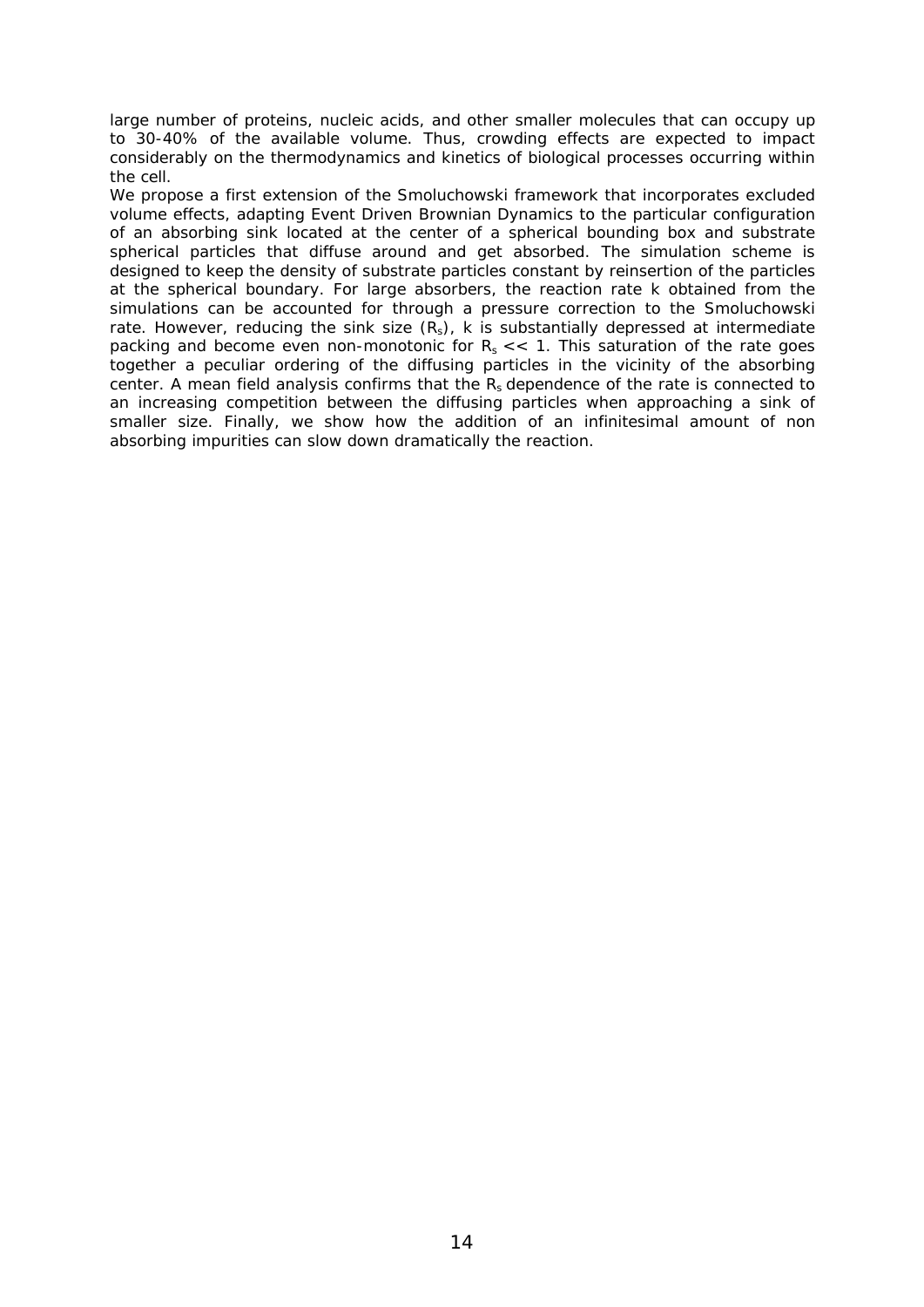large number of proteins, nucleic acids, and other smaller molecules that can occupy up to 30-40% of the available volume. Thus, crowding effects are expected to impact considerably on the thermodynamics and kinetics of biological processes occurring within the cell.

We propose a first extension of the Smoluchowski framework that incorporates excluded volume effects, adapting Event Driven Brownian Dynamics to the particular configuration of an absorbing sink located at the center of a spherical bounding box and substrate spherical particles that diffuse around and get absorbed. The simulation scheme is designed to keep the density of substrate particles constant by reinsertion of the particles at the spherical boundary. For large absorbers, the reaction rate k obtained from the simulations can be accounted for through a pressure correction to the Smoluchowski rate. However, reducing the sink size ($R_s$), k is substantially depressed at intermediate packing and become even non-monotonic for $R_s << 1$. This saturation of the rate goes together a peculiar ordering of the diffusing particles in the vicinity of the absorbing center. A mean field analysis confirms that the $R_s$ dependence of the rate is connected to an increasing competition between the diffusing particles when approaching a sink of smaller size. Finally, we show how the addition of an infinitesimal amount of non absorbing impurities can slow down dramatically the reaction.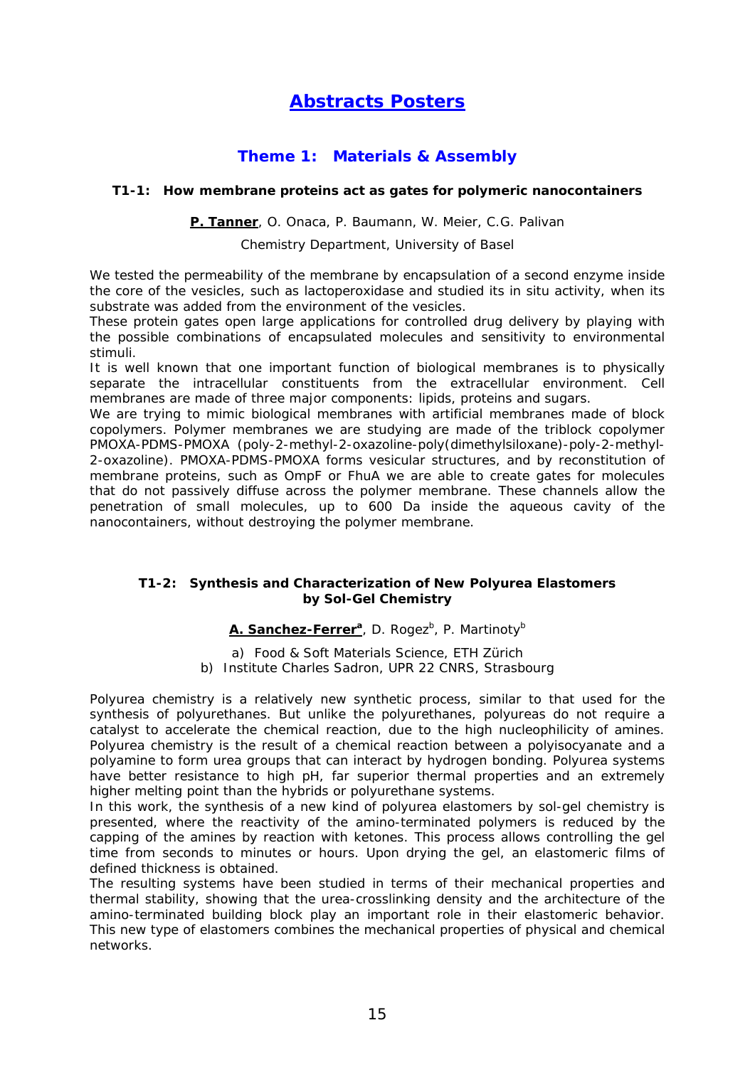# Abstracts Posters

## Theme 1: Materials & Assembly

### T1-1: How membrane proteins act as gates for polymeric nanocontainers

**P. Tanner**, O. Onaca, P. Baumann, W. Meier, C.G. Palivan

Chemistry Department, University of Basel

We tested the permeability of the membrane by encapsulation of a second enzyme inside the core of the vesicles, such as lactoperoxidase and studied its in situ activity, when its substrate was added from the environment of the vesicles.
These protein gates open large applications for controlled drug delivery by playing with the possible combinations of encapsulated molecules and sensitivity to environmental stimuli.
It is well known that one important function of biological membranes is to physically separate the intracellular constituents from the extracellular environment. Cell membranes are made of three major components: lipids, proteins and sugars.
We are trying to mimic biological membranes with artificial membranes made of block copolymers. Polymer membranes we are studying are made of the triblock copolymer PMOXA-PDMS-PMOXA (poly-2-methyl-2-oxazoline-poly(dimethylsiloxane)-poly-2-methyl-2-oxazoline). PMOXA-PDMS-PMOXA forms vesicular structures, and by reconstitution of membrane proteins, such as OmpF or FhuA we are able to create gates for molecules that do not passively diffuse across the polymer membrane. These channels allow the penetration of small molecules, up to 600 Da inside the aqueous cavity of the nanocontainers, without destroying the polymer membrane.

### T1-2: Synthesis and Characterization of New Polyurea Elastomers by Sol-Gel Chemistry

**A. Sanchez-Ferrer[a]**, D. Rogez[b], P. Martinoty[b]

a) Food & Soft Materials Science, ETH Zürich
b) Institute Charles Sadron, UPR 22 CNRS, Strasbourg

Polyurea chemistry is a relatively new synthetic process, similar to that used for the synthesis of polyurethanes. But unlike the polyurethanes, polyureas do not require a catalyst to accelerate the chemical reaction, due to the high nucleophilicity of amines. Polyurea chemistry is the result of a chemical reaction between a polyisocyanate and a polyamine to form urea groups that can interact by hydrogen bonding. Polyurea systems have better resistance to high pH, far superior thermal properties and an extremely higher melting point than the hybrids or polyurethane systems.
In this work, the synthesis of a new kind of polyurea elastomers by sol-gel chemistry is presented, where the reactivity of the amino-terminated polymers is reduced by the capping of the amines by reaction with ketones. This process allows controlling the gel time from seconds to minutes or hours. Upon drying the gel, an elastomeric films of defined thickness is obtained.
The resulting systems have been studied in terms of their mechanical properties and thermal stability, showing that the urea-crosslinking density and the architecture of the amino-terminated building block play an important role in their elastomeric behavior. This new type of elastomers combines the mechanical properties of physical and chemical networks.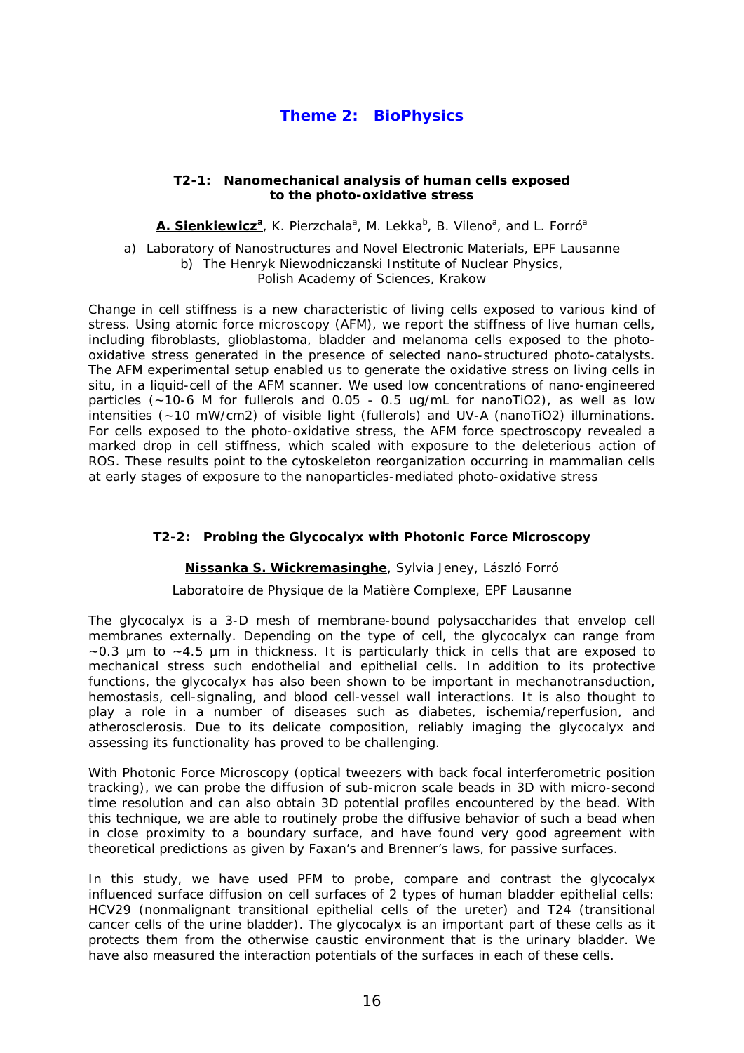# Theme 2: BioPhysics

### T2-1: Nanomechanical analysis of human cells exposed to the photo-oxidative stress

**A. Sienkiewicz[a]**, K. Pierzchala[a], M. Lekka[b], B. Vileno[a], and L. Forró[a]

a) Laboratory of Nanostructures and Novel Electronic Materials, EPF Lausanne
b) The Henryk Niewodniczanski Institute of Nuclear Physics, Polish Academy of Sciences, Krakow

Change in cell stiffness is a new characteristic of living cells exposed to various kind of stress. Using atomic force microscopy (AFM), we report the stiffness of live human cells, including fibroblasts, glioblastoma, bladder and melanoma cells exposed to the photo-oxidative stress generated in the presence of selected nano-structured photo-catalysts. The AFM experimental setup enabled us to generate the oxidative stress on living cells in situ, in a liquid-cell of the AFM scanner. We used low concentrations of nano-engineered particles (~10-6 M for fullerols and 0.05 - 0.5 ug/mL for nanoTiO2), as well as low intensities (~10 mW/cm2) of visible light (fullerols) and UV-A (nanoTiO2) illuminations. For cells exposed to the photo-oxidative stress, the AFM force spectroscopy revealed a marked drop in cell stiffness, which scaled with exposure to the deleterious action of ROS. These results point to the cytoskeleton reorganization occurring in mammalian cells at early stages of exposure to the nanoparticles-mediated photo-oxidative stress

### T2-2: Probing the Glycocalyx with Photonic Force Microscopy

**Nissanka S. Wickremasinghe**, Sylvia Jeney, László Forró

Laboratoire de Physique de la Matière Complexe, EPF Lausanne

The glycocalyx is a 3-D mesh of membrane-bound polysaccharides that envelop cell membranes externally. Depending on the type of cell, the glycocalyx can range from ~0.3 µm to ~4.5 µm in thickness. It is particularly thick in cells that are exposed to mechanical stress such endothelial and epithelial cells. In addition to its protective functions, the glycocalyx has also been shown to be important in mechanotransduction, hemostasis, cell-signaling, and blood cell-vessel wall interactions. It is also thought to play a role in a number of diseases such as diabetes, ischemia/reperfusion, and atherosclerosis. Due to its delicate composition, reliably imaging the glycocalyx and assessing its functionality has proved to be challenging.

With Photonic Force Microscopy (optical tweezers with back focal interferometric position tracking), we can probe the diffusion of sub-micron scale beads in 3D with micro-second time resolution and can also obtain 3D potential profiles encountered by the bead. With this technique, we are able to routinely probe the diffusive behavior of such a bead when in close proximity to a boundary surface, and have found very good agreement with theoretical predictions as given by Faxan's and Brenner's laws, for passive surfaces.

In this study, we have used PFM to probe, compare and contrast the glycocalyx influenced surface diffusion on cell surfaces of 2 types of human bladder epithelial cells: HCV29 (nonmalignant transitional epithelial cells of the ureter) and T24 (transitional cancer cells of the urine bladder). The glycocalyx is an important part of these cells as it protects them from the otherwise caustic environment that is the urinary bladder. We have also measured the interaction potentials of the surfaces in each of these cells.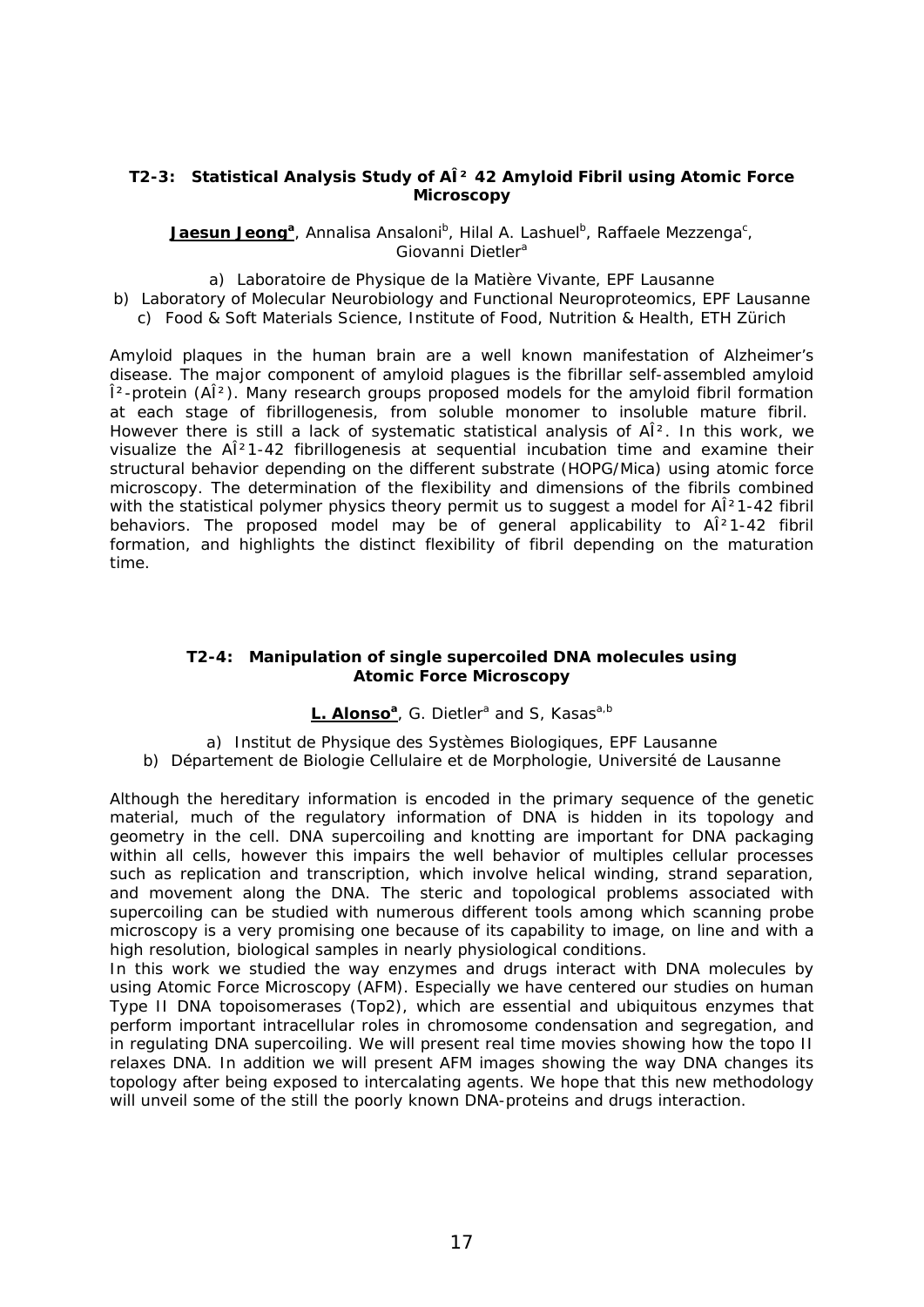### T2-3: Statistical Analysis Study of AÎ² 42 Amyloid Fibril using Atomic Force Microscopy

**Jaesun Jeong**[a], Annalisa Ansaloni[b], Hilal A. Lashuel[b], Raffaele Mezzenga[c], Giovanni Dietler[a]

a) Laboratoire de Physique de la Matière Vivante, EPF Lausanne
b) Laboratory of Molecular Neurobiology and Functional Neuroproteomics, EPF Lausanne
c) Food & Soft Materials Science, Institute of Food, Nutrition & Health, ETH Zürich

Amyloid plaques in the human brain are a well known manifestation of Alzheimer's disease. The major component of amyloid plagues is the fibrillar self-assembled amyloid Î²-protein (AÎ²). Many research groups proposed models for the amyloid fibril formation at each stage of fibrillogenesis, from soluble monomer to insoluble mature fibril. However there is still a lack of systematic statistical analysis of AÎ². In this work, we visualize the AÎ²1-42 fibrillogenesis at sequential incubation time and examine their structural behavior depending on the different substrate (HOPG/Mica) using atomic force microscopy. The determination of the flexibility and dimensions of the fibrils combined with the statistical polymer physics theory permit us to suggest a model for AÎ²1-42 fibril behaviors. The proposed model may be of general applicability to AÎ²1-42 fibril formation, and highlights the distinct flexibility of fibril depending on the maturation time.

### T2-4: Manipulation of single supercoiled DNA molecules using Atomic Force Microscopy

**L. Alonso**[a], G. Dietler[a] and S, Kasas[a,b]

a) Institut de Physique des Systèmes Biologiques, EPF Lausanne
b) Département de Biologie Cellulaire et de Morphologie, Université de Lausanne

Although the hereditary information is encoded in the primary sequence of the genetic material, much of the regulatory information of DNA is hidden in its topology and geometry in the cell. DNA supercoiling and knotting are important for DNA packaging within all cells, however this impairs the well behavior of multiples cellular processes such as replication and transcription, which involve helical winding, strand separation, and movement along the DNA. The steric and topological problems associated with supercoiling can be studied with numerous different tools among which scanning probe microscopy is a very promising one because of its capability to image, on line and with a high resolution, biological samples in nearly physiological conditions.

In this work we studied the way enzymes and drugs interact with DNA molecules by using Atomic Force Microscopy (AFM). Especially we have centered our studies on human Type II DNA topoisomerases (Top2), which are essential and ubiquitous enzymes that perform important intracellular roles in chromosome condensation and segregation, and in regulating DNA supercoiling. We will present real time movies showing how the topo II relaxes DNA. In addition we will present AFM images showing the way DNA changes its topology after being exposed to intercalating agents. We hope that this new methodology will unveil some of the still the poorly known DNA-proteins and drugs interaction.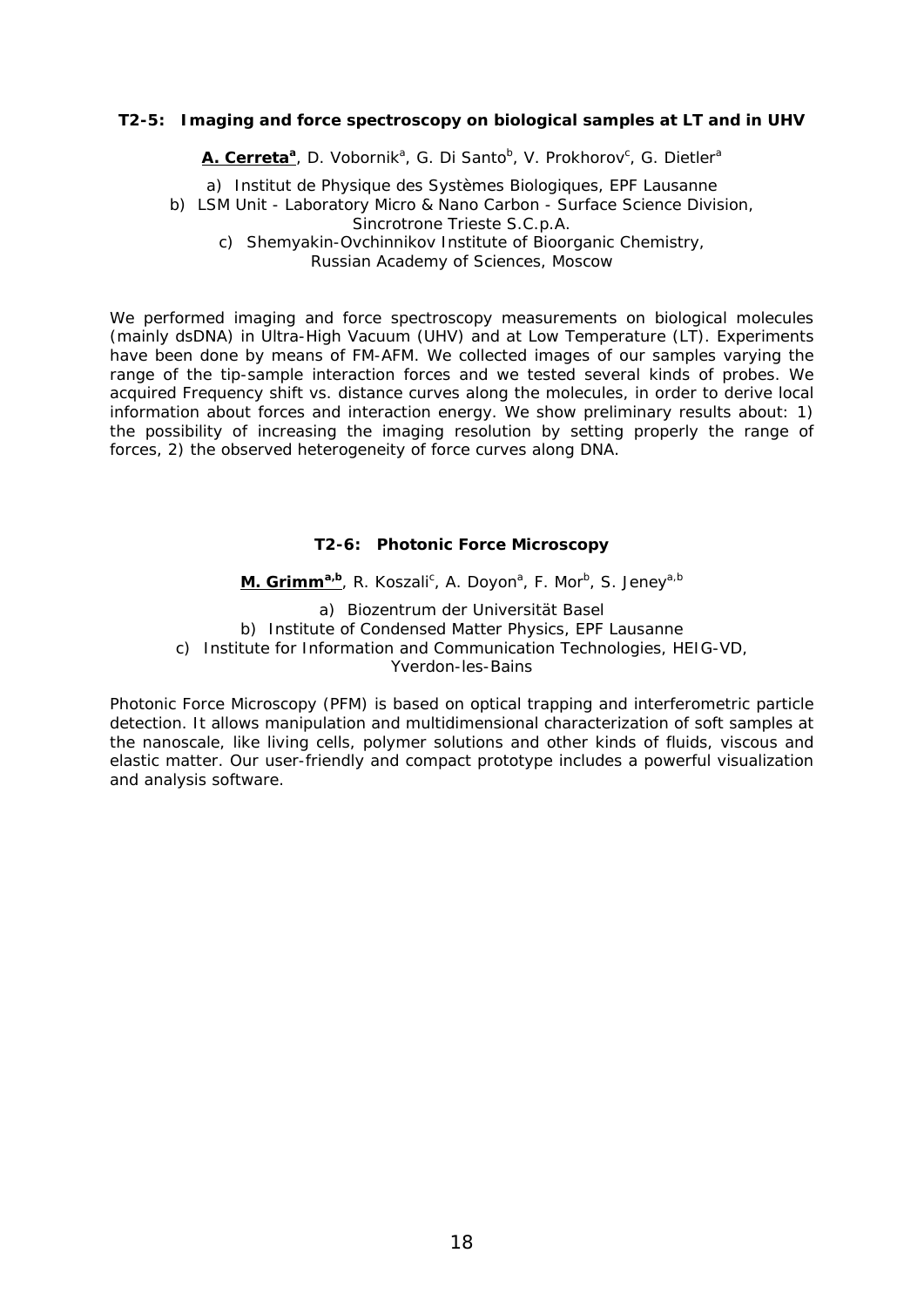### T2-5: Imaging and force spectroscopy on biological samples at LT and in UHV

**A. Cerreta[a]**, D. Vobornik[a], G. Di Santo[b], V. Prokhorov[c], G. Dietler[a]

a) Institut de Physique des Systèmes Biologiques, EPF Lausanne
b) LSM Unit - Laboratory Micro & Nano Carbon - Surface Science Division, Sincrotrone Trieste S.C.p.A.
c) Shemyakin-Ovchinnikov Institute of Bioorganic Chemistry, Russian Academy of Sciences, Moscow

We performed imaging and force spectroscopy measurements on biological molecules (mainly dsDNA) in Ultra-High Vacuum (UHV) and at Low Temperature (LT). Experiments have been done by means of FM-AFM. We collected images of our samples varying the range of the tip-sample interaction forces and we tested several kinds of probes. We acquired Frequency shift vs. distance curves along the molecules, in order to derive local information about forces and interaction energy. We show preliminary results about: 1) the possibility of increasing the imaging resolution by setting properly the range of forces, 2) the observed heterogeneity of force curves along DNA.

### T2-6: Photonic Force Microscopy

**M. Grimm[a,b]**, R. Koszali[c], A. Doyon[a], F. Mor[b], S. Jeney[a,b]

a) Biozentrum der Universität Basel
b) Institute of Condensed Matter Physics, EPF Lausanne
c) Institute for Information and Communication Technologies, HEIG-VD, Yverdon-les-Bains

Photonic Force Microscopy (PFM) is based on optical trapping and interferometric particle detection. It allows manipulation and multidimensional characterization of soft samples at the nanoscale, like living cells, polymer solutions and other kinds of fluids, viscous and elastic matter. Our user-friendly and compact prototype includes a powerful visualization and analysis software.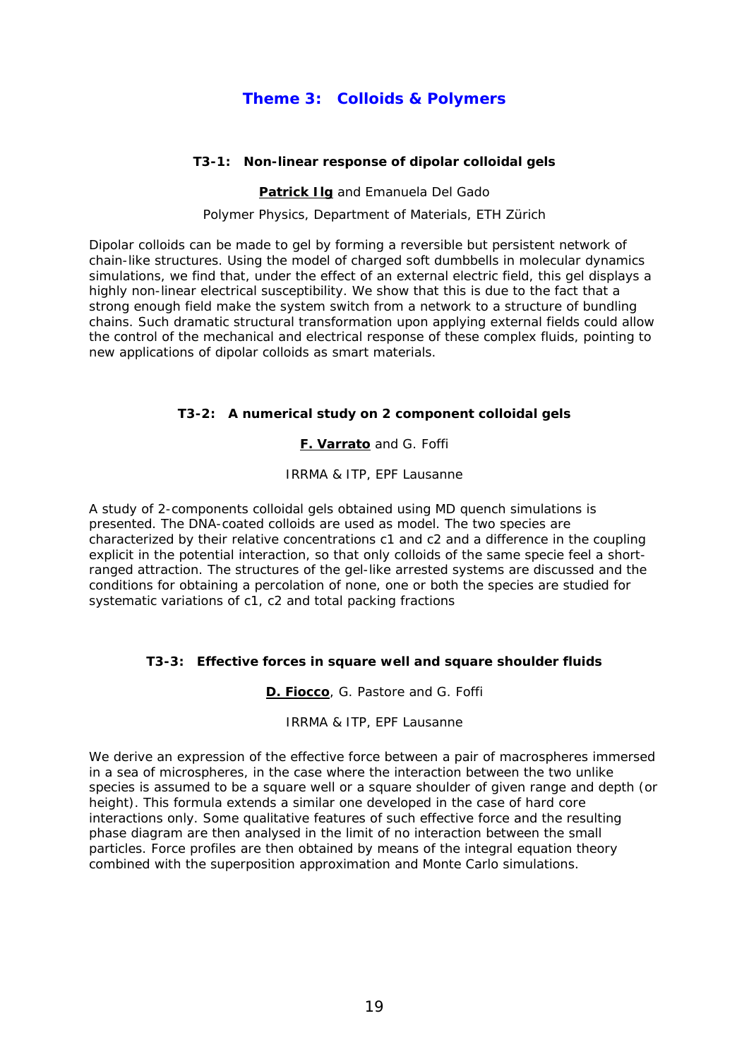# Theme 3: Colloids & Polymers

### T3-1: Non-linear response of dipolar colloidal gels

**Patrick Ilg** and Emanuela Del Gado

Polymer Physics, Department of Materials, ETH Zürich

Dipolar colloids can be made to gel by forming a reversible but persistent network of chain-like structures. Using the model of charged soft dumbbells in molecular dynamics simulations, we find that, under the effect of an external electric field, this gel displays a highly non-linear electrical susceptibility. We show that this is due to the fact that a strong enough field make the system switch from a network to a structure of bundling chains. Such dramatic structural transformation upon applying external fields could allow the control of the mechanical and electrical response of these complex fluids, pointing to new applications of dipolar colloids as smart materials.

### T3-2: A numerical study on 2 component colloidal gels

**F. Varrato** and G. Foffi

IRRMA & ITP, EPF Lausanne

A study of 2-components colloidal gels obtained using MD quench simulations is presented. The DNA-coated colloids are used as model. The two species are characterized by their relative concentrations $c_1$ and $c_2$ and a difference in the coupling explicit in the potential interaction, so that only colloids of the same specie feel a short-ranged attraction. The structures of the gel-like arrested systems are discussed and the conditions for obtaining a percolation of none, one or both the species are studied for systematic variations of $c_1$, $c_2$ and total packing fractions

### T3-3: Effective forces in square well and square shoulder fluids

**D. Fiocco**, G. Pastore and G. Foffi

IRRMA & ITP, EPF Lausanne

We derive an expression of the effective force between a pair of macrospheres immersed in a sea of microspheres, in the case where the interaction between the two unlike species is assumed to be a square well or a square shoulder of given range and depth (or height). This formula extends a similar one developed in the case of hard core interactions only. Some qualitative features of such effective force and the resulting phase diagram are then analysed in the limit of no interaction between the small particles. Force profiles are then obtained by means of the integral equation theory combined with the superposition approximation and Monte Carlo simulations.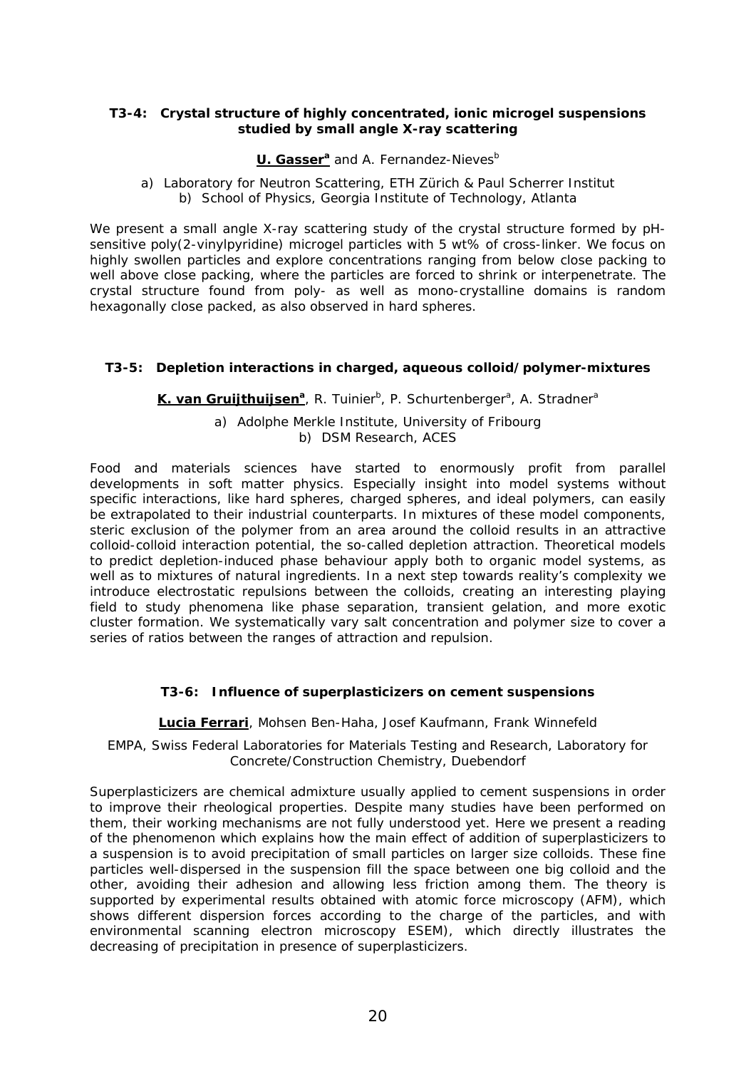### T3-4: Crystal structure of highly concentrated, ionic microgel suspensions studied by small angle X-ray scattering

**U. Gasser**[a] and A. Fernandez-Nieves[b]

a) Laboratory for Neutron Scattering, ETH Zürich & Paul Scherrer Institut
b) School of Physics, Georgia Institute of Technology, Atlanta

We present a small angle X-ray scattering study of the crystal structure formed by pH-sensitive poly(2-vinylpyridine) microgel particles with 5 wt% of cross-linker. We focus on highly swollen particles and explore concentrations ranging from below close packing to well above close packing, where the particles are forced to shrink or interpenetrate. The crystal structure found from poly- as well as mono-crystalline domains is random hexagonally close packed, as also observed in hard spheres.

### T3-5: Depletion interactions in charged, aqueous colloid/polymer-mixtures

**K. van Gruijthuijsen**[a], R. Tuinier[b], P. Schurtenberger[a], A. Stradner[a]

a) Adolphe Merkle Institute, University of Fribourg
b) DSM Research, ACES

Food and materials sciences have started to enormously profit from parallel developments in soft matter physics. Especially insight into model systems without specific interactions, like hard spheres, charged spheres, and ideal polymers, can easily be extrapolated to their industrial counterparts. In mixtures of these model components, steric exclusion of the polymer from an area around the colloid results in an attractive colloid-colloid interaction potential, the so-called depletion attraction. Theoretical models to predict depletion-induced phase behaviour apply both to organic model systems, as well as to mixtures of natural ingredients. In a next step towards reality's complexity we introduce electrostatic repulsions between the colloids, creating an interesting playing field to study phenomena like phase separation, transient gelation, and more exotic cluster formation. We systematically vary salt concentration and polymer size to cover a series of ratios between the ranges of attraction and repulsion.

### T3-6: Influence of superplasticizers on cement suspensions

**Lucia Ferrari**, Mohsen Ben-Haha, Josef Kaufmann, Frank Winnefeld

EMPA, Swiss Federal Laboratories for Materials Testing and Research, Laboratory for Concrete/Construction Chemistry, Duebendorf

Superplasticizers are chemical admixture usually applied to cement suspensions in order to improve their rheological properties. Despite many studies have been performed on them, their working mechanisms are not fully understood yet. Here we present a reading of the phenomenon which explains how the main effect of addition of superplasticizers to a suspension is to avoid precipitation of small particles on larger size colloids. These fine particles well-dispersed in the suspension fill the space between one big colloid and the other, avoiding their adhesion and allowing less friction among them. The theory is supported by experimental results obtained with atomic force microscopy (AFM), which shows different dispersion forces according to the charge of the particles, and with environmental scanning electron microscopy ESEM), which directly illustrates the decreasing of precipitation in presence of superplasticizers.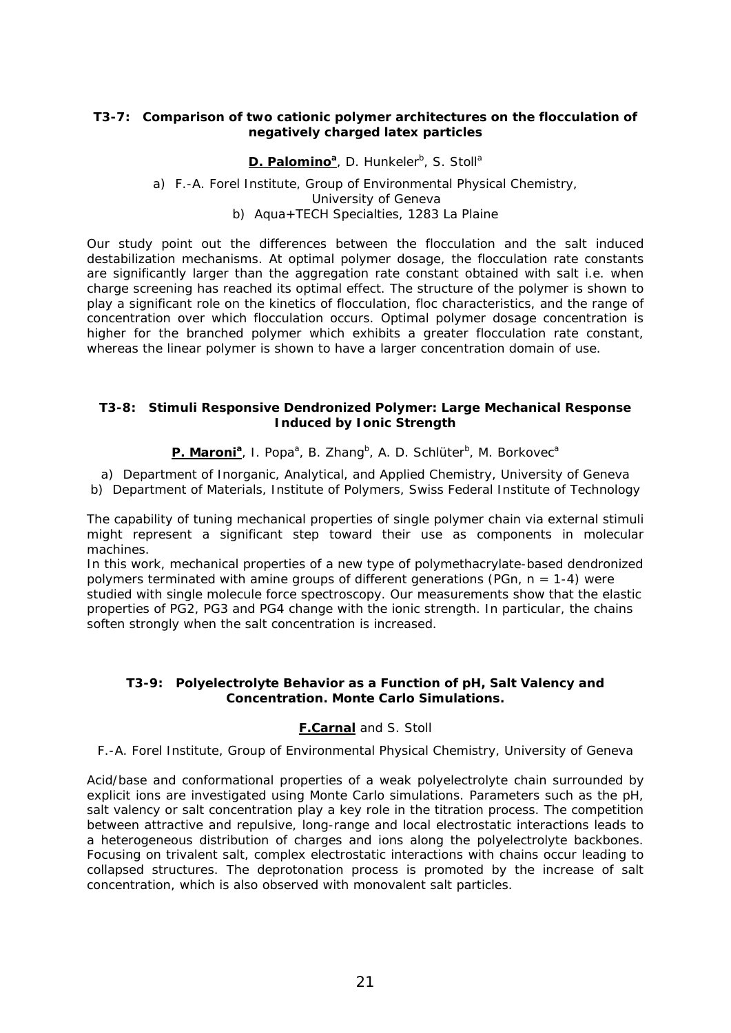### T3-7: Comparison of two cationic polymer architectures on the flocculation of negatively charged latex particles

**D. Palomino**[a], D. Hunkeler[b], S. Stoll[a]

a) F.-A. Forel Institute, Group of Environmental Physical Chemistry, University of Geneva
b) Aqua+TECH Specialties, 1283 La Plaine

Our study point out the differences between the flocculation and the salt induced destabilization mechanisms. At optimal polymer dosage, the flocculation rate constants are significantly larger than the aggregation rate constant obtained with salt i.e. when charge screening has reached its optimal effect. The structure of the polymer is shown to play a significant role on the kinetics of flocculation, floc characteristics, and the range of concentration over which flocculation occurs. Optimal polymer dosage concentration is higher for the branched polymer which exhibits a greater flocculation rate constant, whereas the linear polymer is shown to have a larger concentration domain of use.

### T3-8: Stimuli Responsive Dendronized Polymer: Large Mechanical Response Induced by Ionic Strength

**P. Maroni**[a], I. Popa[a], B. Zhang[b], A. D. Schlüter[b], M. Borkovec[a]

a) Department of Inorganic, Analytical, and Applied Chemistry, University of Geneva
b) Department of Materials, Institute of Polymers, Swiss Federal Institute of Technology

The capability of tuning mechanical properties of single polymer chain via external stimuli might represent a significant step toward their use as components in molecular machines.
In this work, mechanical properties of a new type of polymethacrylate-based dendronized polymers terminated with amine groups of different generations (PGn, $n = 1$-$4$) were studied with single molecule force spectroscopy. Our measurements show that the elastic properties of PG2, PG3 and PG4 change with the ionic strength. In particular, the chains soften strongly when the salt concentration is increased.

### T3-9: Polyelectrolyte Behavior as a Function of pH, Salt Valency and Concentration. Monte Carlo Simulations.

**F.Carnal** and S. Stoll

F.-A. Forel Institute, Group of Environmental Physical Chemistry, University of Geneva

Acid/base and conformational properties of a weak polyelectrolyte chain surrounded by explicit ions are investigated using Monte Carlo simulations. Parameters such as the pH, salt valency or salt concentration play a key role in the titration process. The competition between attractive and repulsive, long-range and local electrostatic interactions leads to a heterogeneous distribution of charges and ions along the polyelectrolyte backbones. Focusing on trivalent salt, complex electrostatic interactions with chains occur leading to collapsed structures. The deprotonation process is promoted by the increase of salt concentration, which is also observed with monovalent salt particles.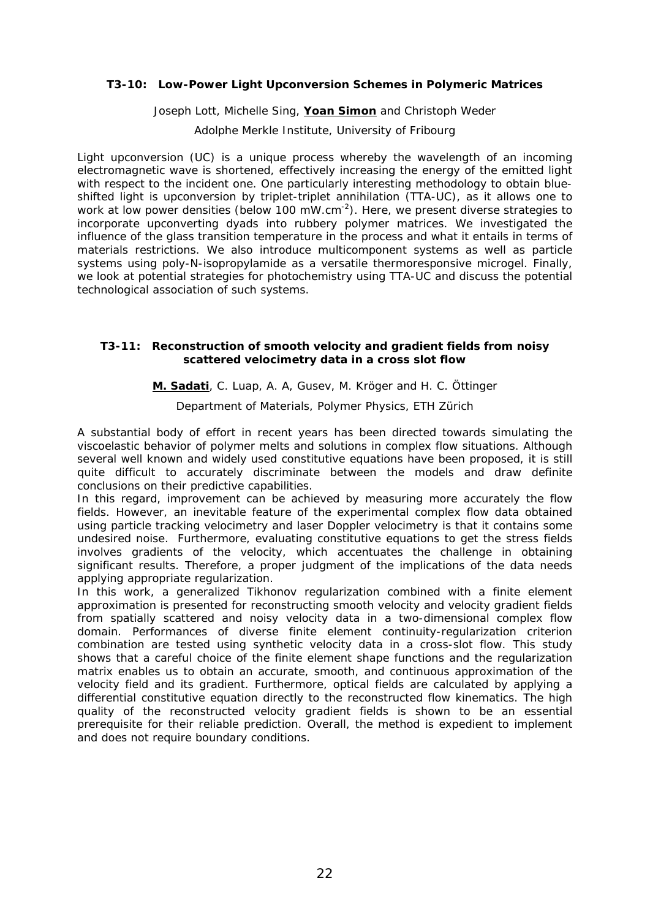### T3-10: Low-Power Light Upconversion Schemes in Polymeric Matrices

Joseph Lott, Michelle Sing, **Yoan Simon** and Christoph Weder

Adolphe Merkle Institute, University of Fribourg

Light upconversion (UC) is a unique process whereby the wavelength of an incoming electromagnetic wave is shortened, effectively increasing the energy of the emitted light with respect to the incident one. One particularly interesting methodology to obtain blue-shifted light is upconversion by triplet-triplet annihilation (TTA-UC), as it allows one to work at low power densities (below 100 $mW.cm^{-2}$). Here, we present diverse strategies to incorporate upconverting dyads into rubbery polymer matrices. We investigated the influence of the glass transition temperature in the process and what it entails in terms of materials restrictions. We also introduce multicomponent systems as well as particle systems using poly-N-isopropylamide as a versatile thermoresponsive microgel. Finally, we look at potential strategies for photochemistry using TTA-UC and discuss the potential technological association of such systems.

### T3-11: Reconstruction of smooth velocity and gradient fields from noisy scattered velocimetry data in a cross slot flow

**M. Sadati**, C. Luap, A. A, Gusev, M. Kröger and H. C. Öttinger

Department of Materials, Polymer Physics, ETH Zürich

A substantial body of effort in recent years has been directed towards simulating the viscoelastic behavior of polymer melts and solutions in complex flow situations. Although several well known and widely used constitutive equations have been proposed, it is still quite difficult to accurately discriminate between the models and draw definite conclusions on their predictive capabilities.

In this regard, improvement can be achieved by measuring more accurately the flow fields. However, an inevitable feature of the experimental complex flow data obtained using particle tracking velocimetry and laser Doppler velocimetry is that it contains some undesired noise. Furthermore, evaluating constitutive equations to get the stress fields involves gradients of the velocity, which accentuates the challenge in obtaining significant results. Therefore, a proper judgment of the implications of the data needs applying appropriate regularization.

In this work, a generalized Tikhonov regularization combined with a finite element approximation is presented for reconstructing smooth velocity and velocity gradient fields from spatially scattered and noisy velocity data in a two-dimensional complex flow domain. Performances of diverse finite element continuity-regularization criterion combination are tested using synthetic velocity data in a cross-slot flow. This study shows that a careful choice of the finite element shape functions and the regularization matrix enables us to obtain an accurate, smooth, and continuous approximation of the velocity field and its gradient. Furthermore, optical fields are calculated by applying a differential constitutive equation directly to the reconstructed flow kinematics. The high quality of the reconstructed velocity gradient fields is shown to be an essential prerequisite for their reliable prediction. Overall, the method is expedient to implement and does not require boundary conditions.